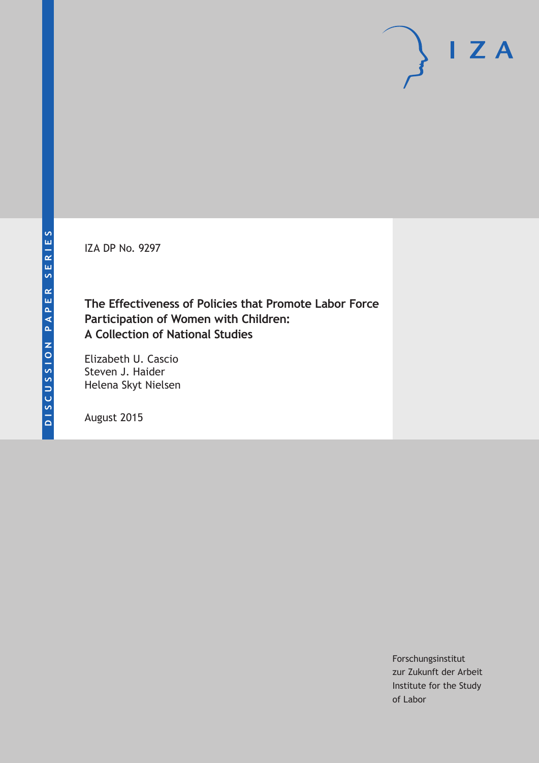IZA

DISCUSSION PAPER SERIES

IZA DP No. 9297

# The Effectiveness of Policies that Promote Labor Force Participation of Women with Children: A Collection of National Studies

Elizabeth U. Cascio
Steven J. Haider
Helena Skyt Nielsen

August 2015

Forschungsinstitut
zur Zukunft der Arbeit
Institute for the Study
of Labor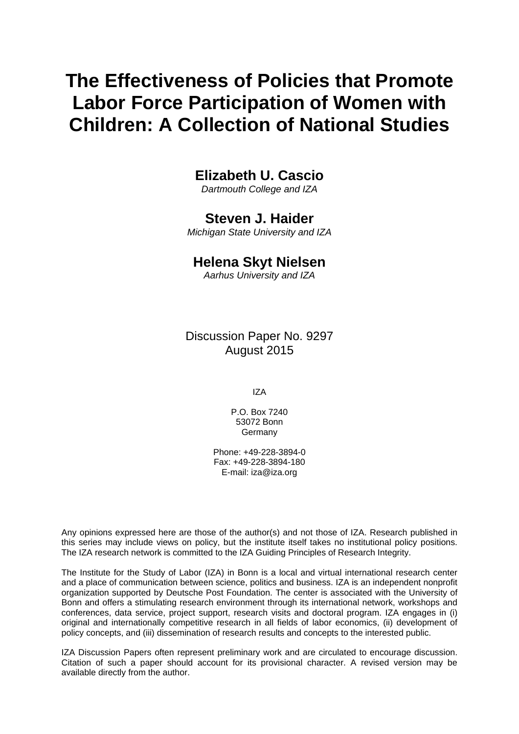# The Effectiveness of Policies that Promote Labor Force Participation of Women with Children: A Collection of National Studies

**Elizabeth U. Cascio**
*Dartmouth College and IZA*

**Steven J. Haider**
*Michigan State University and IZA*

**Helena Skyt Nielsen**
*Aarhus University and IZA*

Discussion Paper No. 9297
August 2015

IZA

P.O. Box 7240
53072 Bonn
Germany

Phone: +49-228-3894-0
Fax: +49-228-3894-180
E-mail: iza@iza.org

Any opinions expressed here are those of the author(s) and not those of IZA. Research published in this series may include views on policy, but the institute itself takes no institutional policy positions. The IZA research network is committed to the IZA Guiding Principles of Research Integrity.

The Institute for the Study of Labor (IZA) in Bonn is a local and virtual international research center and a place of communication between science, politics and business. IZA is an independent nonprofit organization supported by Deutsche Post Foundation. The center is associated with the University of Bonn and offers a stimulating research environment through its international network, workshops and conferences, data service, project support, research visits and doctoral program. IZA engages in (i) original and internationally competitive research in all fields of labor economics, (ii) development of policy concepts, and (iii) dissemination of research results and concepts to the interested public.

IZA Discussion Papers often represent preliminary work and are circulated to encourage discussion. Citation of such a paper should account for its provisional character. A revised version may be available directly from the author.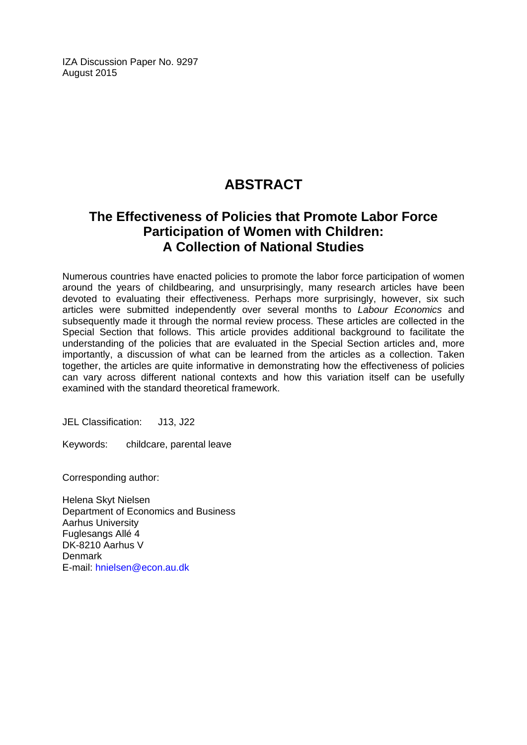IZA Discussion Paper No. 9297
August 2015

# ABSTRACT

## The Effectiveness of Policies that Promote Labor Force Participation of Women with Children: A Collection of National Studies

Numerous countries have enacted policies to promote the labor force participation of women around the years of childbearing, and unsurprisingly, many research articles have been devoted to evaluating their effectiveness. Perhaps more surprisingly, however, six such articles were submitted independently over several months to *Labour Economics* and subsequently made it through the normal review process. These articles are collected in the Special Section that follows. This article provides additional background to facilitate the understanding of the policies that are evaluated in the Special Section articles and, more importantly, a discussion of what can be learned from the articles as a collection. Taken together, the articles are quite informative in demonstrating how the effectiveness of policies can vary across different national contexts and how this variation itself can be usefully examined with the standard theoretical framework.

JEL Classification: J13, J22

Keywords: childcare, parental leave

Corresponding author:

Helena Skyt Nielsen
Department of Economics and Business
Aarhus University
Fuglesangs Allé 4
DK-8210 Aarhus V
Denmark
E-mail: hnielsen@econ.au.dk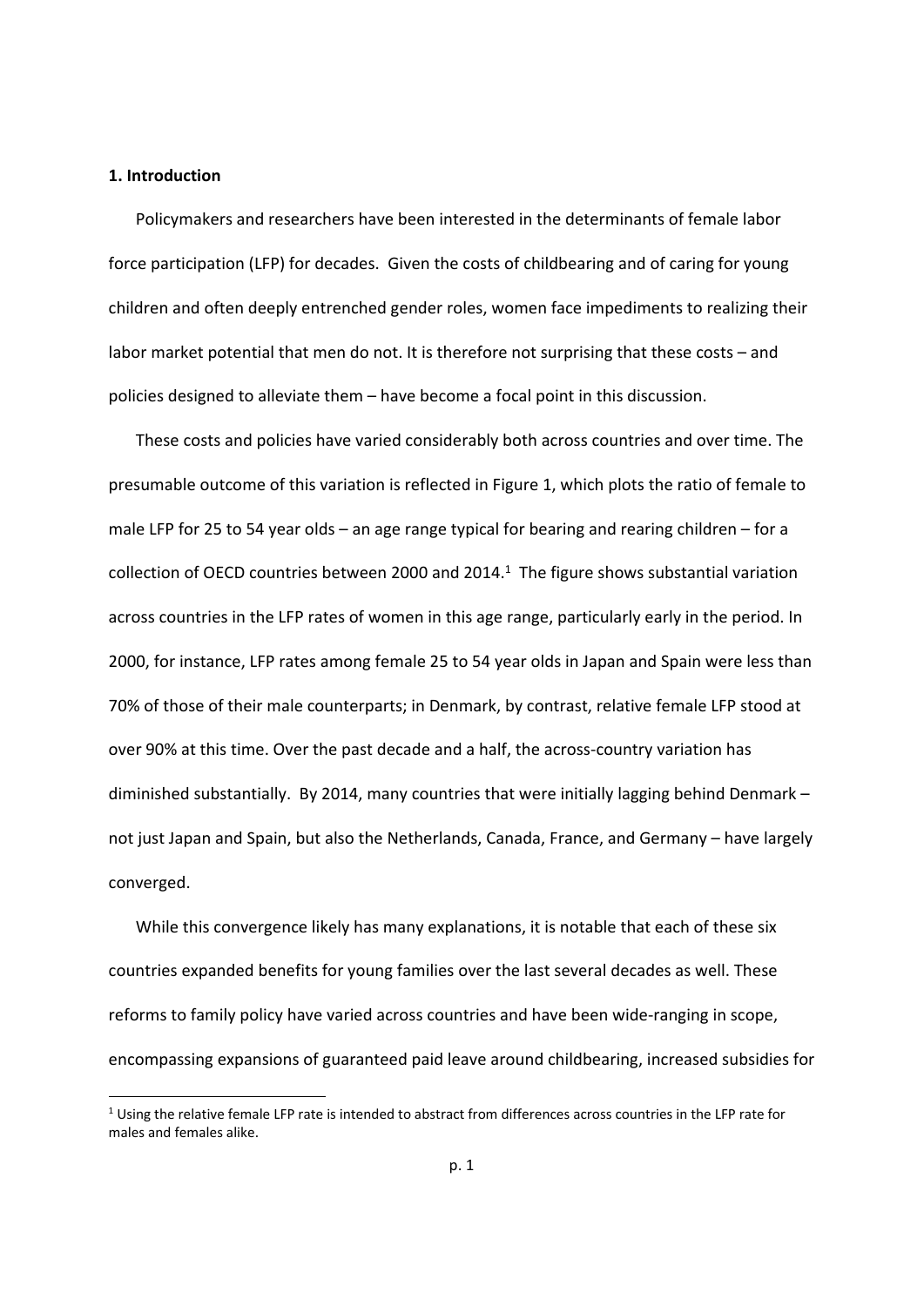### 1. Introduction

Policymakers and researchers have been interested in the determinants of female labor force participation (LFP) for decades. Given the costs of childbearing and of caring for young children and often deeply entrenched gender roles, women face impediments to realizing their labor market potential that men do not. It is therefore not surprising that these costs – and policies designed to alleviate them – have become a focal point in this discussion.

These costs and policies have varied considerably both across countries and over time. The presumable outcome of this variation is reflected in Figure 1, which plots the ratio of female to male LFP for 25 to 54 year olds – an age range typical for bearing and rearing children – for a collection of OECD countries between 2000 and 2014.[1] The figure shows substantial variation across countries in the LFP rates of women in this age range, particularly early in the period. In 2000, for instance, LFP rates among female 25 to 54 year olds in Japan and Spain were less than 70% of those of their male counterparts; in Denmark, by contrast, relative female LFP stood at over 90% at this time. Over the past decade and a half, the across-country variation has diminished substantially. By 2014, many countries that were initially lagging behind Denmark – not just Japan and Spain, but also the Netherlands, Canada, France, and Germany – have largely converged.

While this convergence likely has many explanations, it is notable that each of these six countries expanded benefits for young families over the last several decades as well. These reforms to family policy have varied across countries and have been wide-ranging in scope, encompassing expansions of guaranteed paid leave around childbearing, increased subsidies for

[1] Using the relative female LFP rate is intended to abstract from differences across countries in the LFP rate for males and females alike.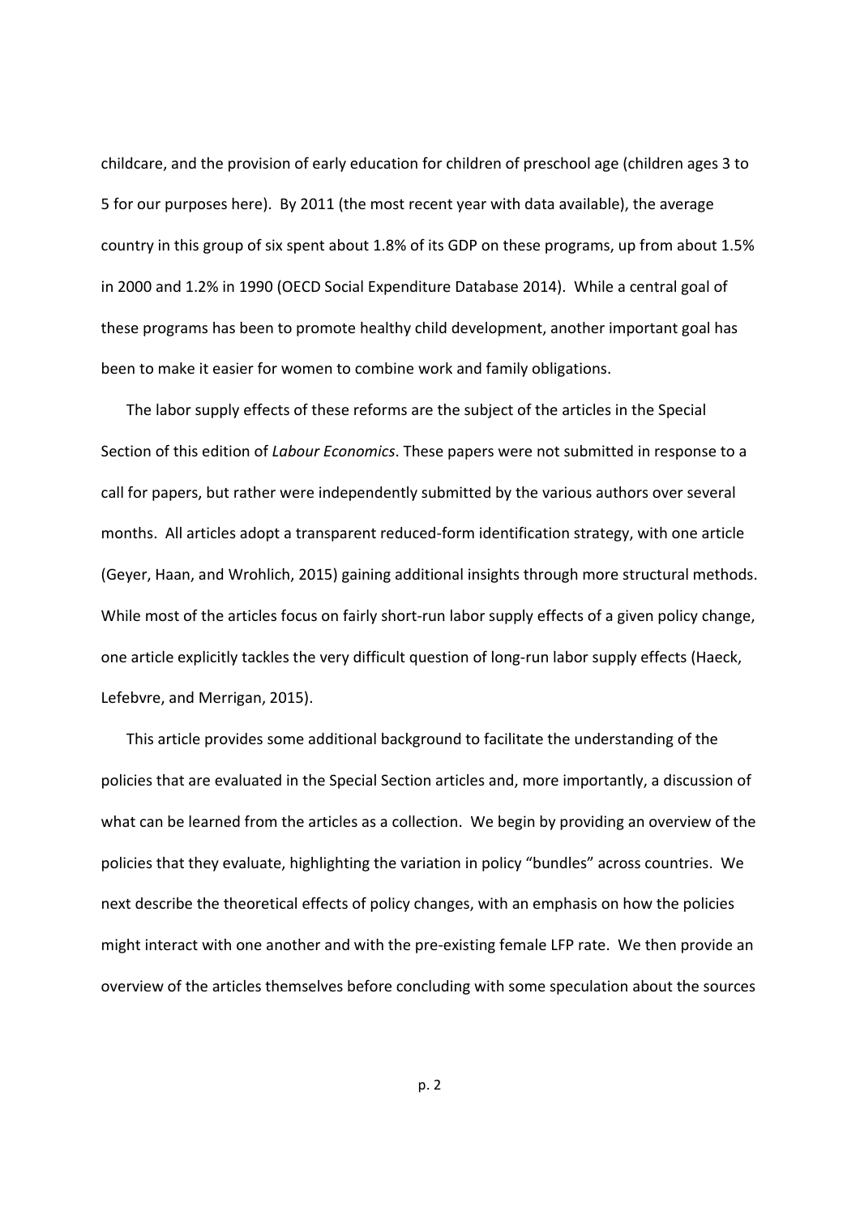childcare, and the provision of early education for children of preschool age (children ages 3 to 5 for our purposes here). By 2011 (the most recent year with data available), the average country in this group of six spent about 1.8% of its GDP on these programs, up from about 1.5% in 2000 and 1.2% in 1990 (OECD Social Expenditure Database 2014). While a central goal of these programs has been to promote healthy child development, another important goal has been to make it easier for women to combine work and family obligations.

The labor supply effects of these reforms are the subject of the articles in the Special Section of this edition of *Labour Economics*. These papers were not submitted in response to a call for papers, but rather were independently submitted by the various authors over several months. All articles adopt a transparent reduced-form identification strategy, with one article (Geyer, Haan, and Wrohlich, 2015) gaining additional insights through more structural methods. While most of the articles focus on fairly short-run labor supply effects of a given policy change, one article explicitly tackles the very difficult question of long-run labor supply effects (Haeck, Lefebvre, and Merrigan, 2015).

This article provides some additional background to facilitate the understanding of the policies that are evaluated in the Special Section articles and, more importantly, a discussion of what can be learned from the articles as a collection. We begin by providing an overview of the policies that they evaluate, highlighting the variation in policy "bundles" across countries. We next describe the theoretical effects of policy changes, with an emphasis on how the policies might interact with one another and with the pre-existing female LFP rate. We then provide an overview of the articles themselves before concluding with some speculation about the sources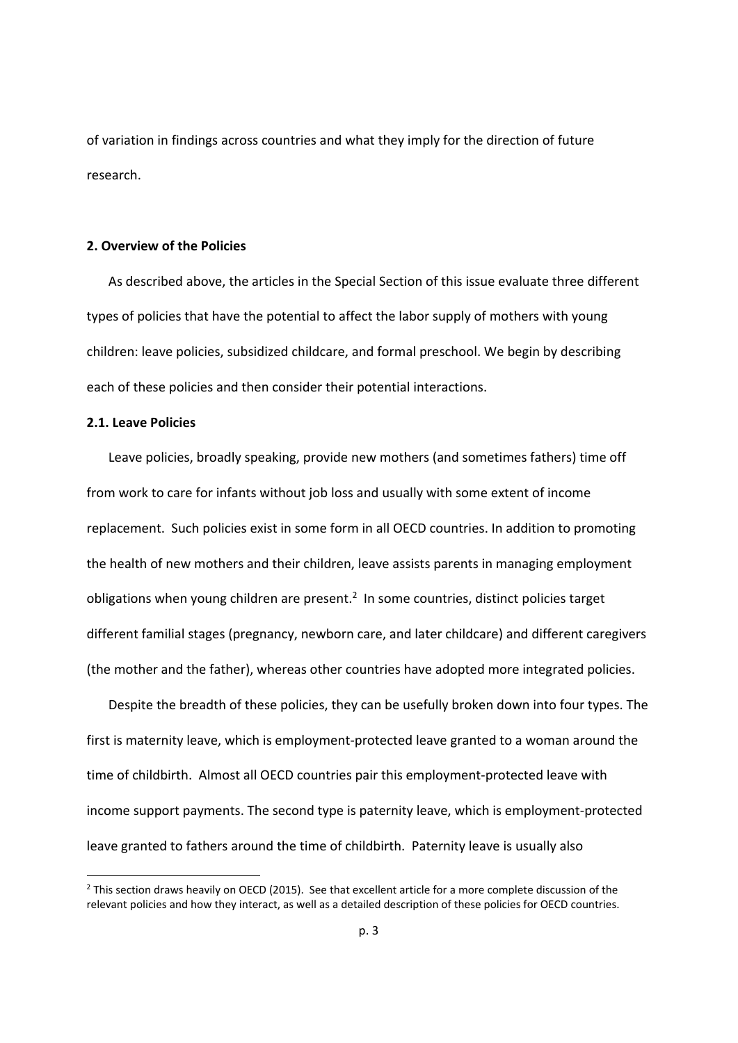of variation in findings across countries and what they imply for the direction of future research.

## 2. Overview of the Policies

As described above, the articles in the Special Section of this issue evaluate three different types of policies that have the potential to affect the labor supply of mothers with young children: leave policies, subsidized childcare, and formal preschool. We begin by describing each of these policies and then consider their potential interactions.

### 2.1. Leave Policies

Leave policies, broadly speaking, provide new mothers (and sometimes fathers) time off from work to care for infants without job loss and usually with some extent of income replacement. Such policies exist in some form in all OECD countries. In addition to promoting the health of new mothers and their children, leave assists parents in managing employment obligations when young children are present.[2] In some countries, distinct policies target different familial stages (pregnancy, newborn care, and later childcare) and different caregivers (the mother and the father), whereas other countries have adopted more integrated policies.

Despite the breadth of these policies, they can be usefully broken down into four types. The first is maternity leave, which is employment-protected leave granted to a woman around the time of childbirth. Almost all OECD countries pair this employment-protected leave with income support payments. The second type is paternity leave, which is employment-protected leave granted to fathers around the time of childbirth. Paternity leave is usually also

[2] This section draws heavily on OECD (2015). See that excellent article for a more complete discussion of the relevant policies and how they interact, as well as a detailed description of these policies for OECD countries.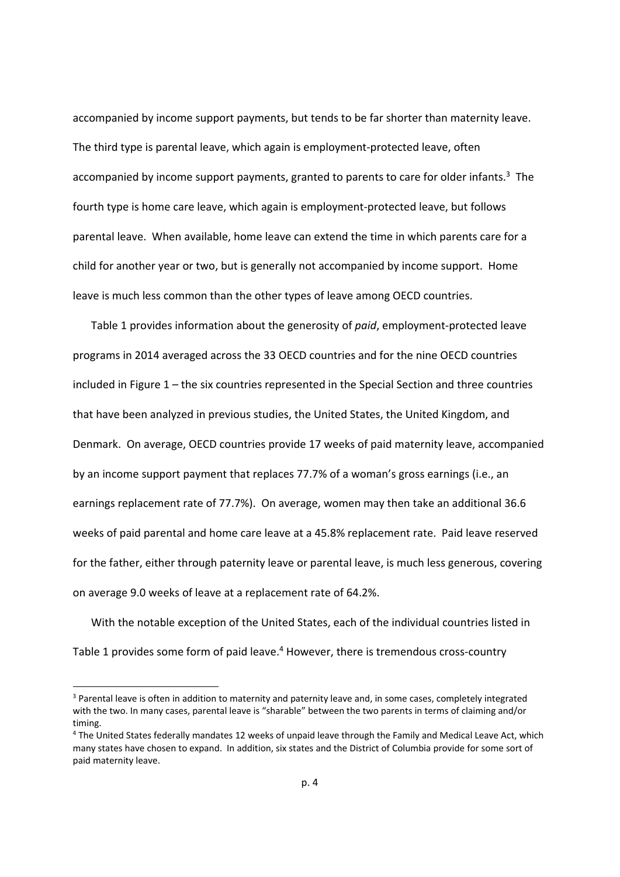accompanied by income support payments, but tends to be far shorter than maternity leave. The third type is parental leave, which again is employment-protected leave, often accompanied by income support payments, granted to parents to care for older infants.[3] The fourth type is home care leave, which again is employment-protected leave, but follows parental leave. When available, home leave can extend the time in which parents care for a child for another year or two, but is generally not accompanied by income support. Home leave is much less common than the other types of leave among OECD countries.

Table 1 provides information about the generosity of *paid*, employment-protected leave programs in 2014 averaged across the 33 OECD countries and for the nine OECD countries included in Figure 1 – the six countries represented in the Special Section and three countries that have been analyzed in previous studies, the United States, the United Kingdom, and Denmark. On average, OECD countries provide 17 weeks of paid maternity leave, accompanied by an income support payment that replaces 77.7% of a woman's gross earnings (i.e., an earnings replacement rate of 77.7%). On average, women may then take an additional 36.6 weeks of paid parental and home care leave at a 45.8% replacement rate. Paid leave reserved for the father, either through paternity leave or parental leave, is much less generous, covering on average 9.0 weeks of leave at a replacement rate of 64.2%.

With the notable exception of the United States, each of the individual countries listed in Table 1 provides some form of paid leave.[4] However, there is tremendous cross-country

[3] Parental leave is often in addition to maternity and paternity leave and, in some cases, completely integrated with the two. In many cases, parental leave is "sharable" between the two parents in terms of claiming and/or timing.

[4] The United States federally mandates 12 weeks of unpaid leave through the Family and Medical Leave Act, which many states have chosen to expand. In addition, six states and the District of Columbia provide for some sort of paid maternity leave.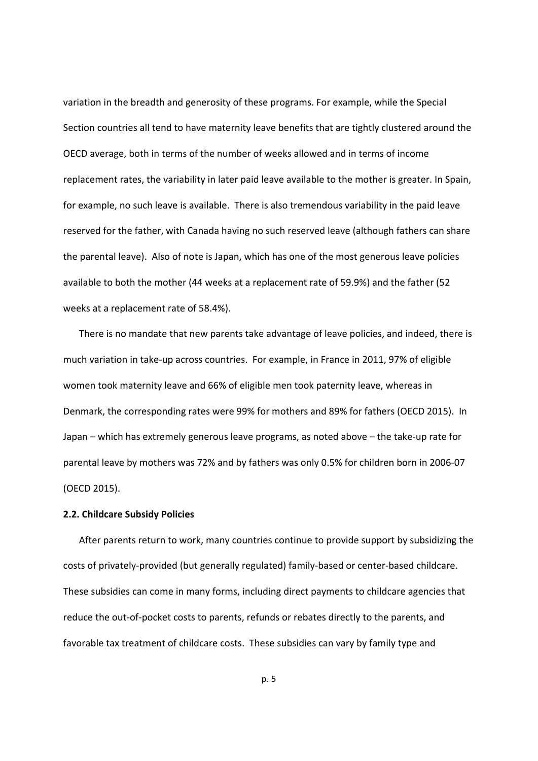variation in the breadth and generosity of these programs. For example, while the Special Section countries all tend to have maternity leave benefits that are tightly clustered around the OECD average, both in terms of the number of weeks allowed and in terms of income replacement rates, the variability in later paid leave available to the mother is greater. In Spain, for example, no such leave is available. There is also tremendous variability in the paid leave reserved for the father, with Canada having no such reserved leave (although fathers can share the parental leave). Also of note is Japan, which has one of the most generous leave policies available to both the mother (44 weeks at a replacement rate of 59.9%) and the father (52 weeks at a replacement rate of 58.4%).

There is no mandate that new parents take advantage of leave policies, and indeed, there is much variation in take-up across countries. For example, in France in 2011, 97% of eligible women took maternity leave and 66% of eligible men took paternity leave, whereas in Denmark, the corresponding rates were 99% for mothers and 89% for fathers (OECD 2015). In Japan – which has extremely generous leave programs, as noted above – the take-up rate for parental leave by mothers was 72% and by fathers was only 0.5% for children born in 2006-07 (OECD 2015).

### 2.2. Childcare Subsidy Policies

After parents return to work, many countries continue to provide support by subsidizing the costs of privately-provided (but generally regulated) family-based or center-based childcare. These subsidies can come in many forms, including direct payments to childcare agencies that reduce the out-of-pocket costs to parents, refunds or rebates directly to the parents, and favorable tax treatment of childcare costs. These subsidies can vary by family type and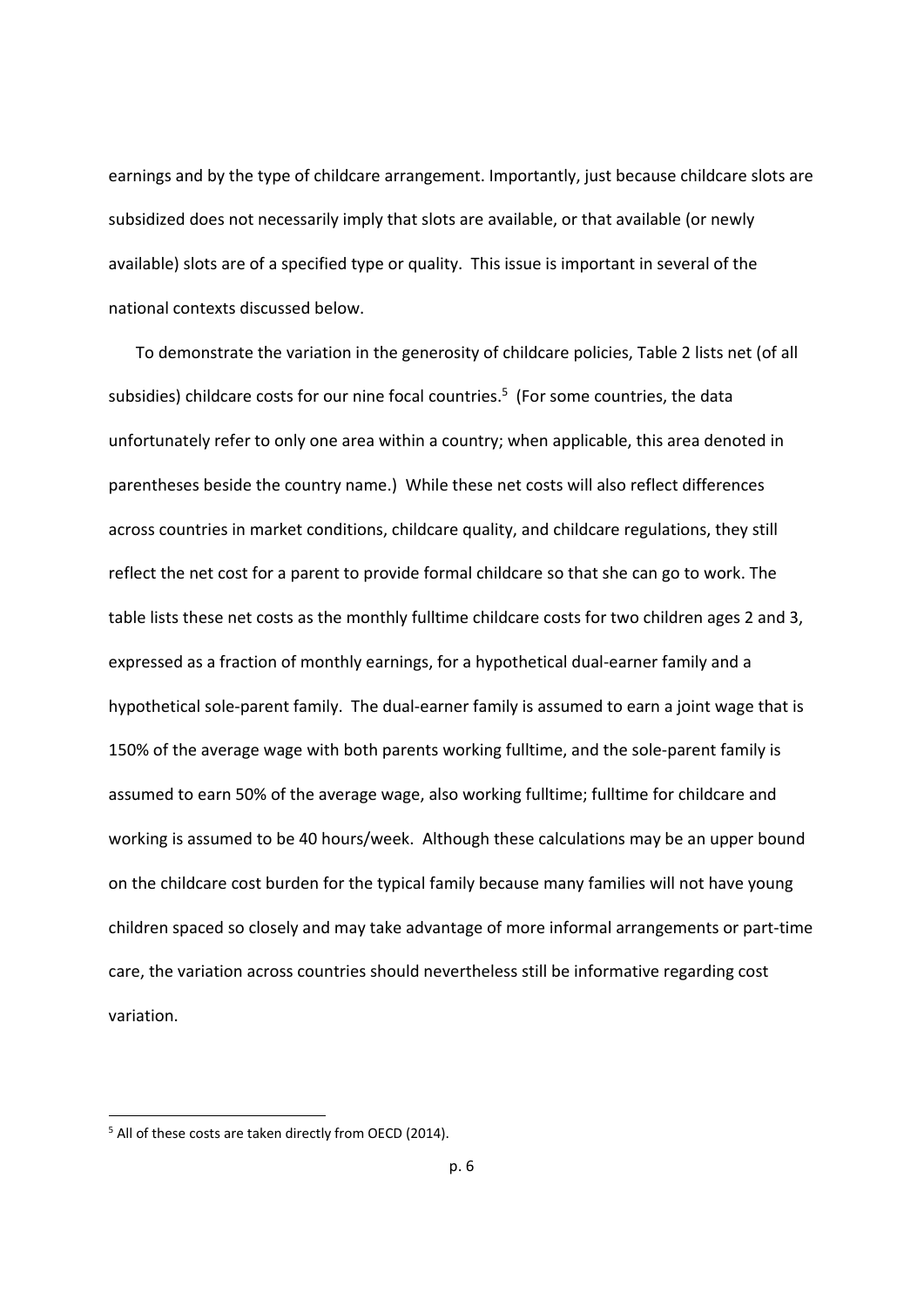earnings and by the type of childcare arrangement. Importantly, just because childcare slots are subsidized does not necessarily imply that slots are available, or that available (or newly available) slots are of a specified type or quality. This issue is important in several of the national contexts discussed below.

To demonstrate the variation in the generosity of childcare policies, Table 2 lists net (of all subsidies) childcare costs for our nine focal countries.[5] (For some countries, the data unfortunately refer to only one area within a country; when applicable, this area denoted in parentheses beside the country name.) While these net costs will also reflect differences across countries in market conditions, childcare quality, and childcare regulations, they still reflect the net cost for a parent to provide formal childcare so that she can go to work. The table lists these net costs as the monthly fulltime childcare costs for two children ages 2 and 3, expressed as a fraction of monthly earnings, for a hypothetical dual-earner family and a hypothetical sole-parent family. The dual-earner family is assumed to earn a joint wage that is 150% of the average wage with both parents working fulltime, and the sole-parent family is assumed to earn 50% of the average wage, also working fulltime; fulltime for childcare and working is assumed to be 40 hours/week. Although these calculations may be an upper bound on the childcare cost burden for the typical family because many families will not have young children spaced so closely and may take advantage of more informal arrangements or part-time care, the variation across countries should nevertheless still be informative regarding cost variation.

[5] All of these costs are taken directly from OECD (2014).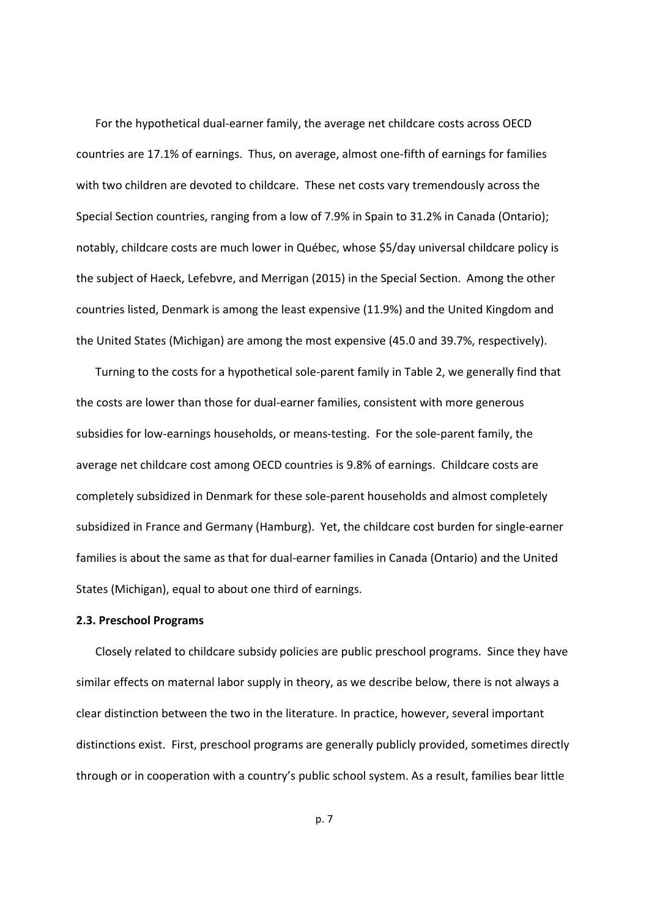For the hypothetical dual-earner family, the average net childcare costs across OECD countries are 17.1% of earnings. Thus, on average, almost one-fifth of earnings for families with two children are devoted to childcare. These net costs vary tremendously across the Special Section countries, ranging from a low of 7.9% in Spain to 31.2% in Canada (Ontario); notably, childcare costs are much lower in Québec, whose $5/day universal childcare policy is the subject of Haeck, Lefebvre, and Merrigan (2015) in the Special Section. Among the other countries listed, Denmark is among the least expensive (11.9%) and the United Kingdom and the United States (Michigan) are among the most expensive (45.0 and 39.7%, respectively).

Turning to the costs for a hypothetical sole-parent family in Table 2, we generally find that the costs are lower than those for dual-earner families, consistent with more generous subsidies for low-earnings households, or means-testing. For the sole-parent family, the average net childcare cost among OECD countries is 9.8% of earnings. Childcare costs are completely subsidized in Denmark for these sole-parent households and almost completely subsidized in France and Germany (Hamburg). Yet, the childcare cost burden for single-earner families is about the same as that for dual-earner families in Canada (Ontario) and the United States (Michigan), equal to about one third of earnings.

### 2.3. Preschool Programs

Closely related to childcare subsidy policies are public preschool programs. Since they have similar effects on maternal labor supply in theory, as we describe below, there is not always a clear distinction between the two in the literature. In practice, however, several important distinctions exist. First, preschool programs are generally publicly provided, sometimes directly through or in cooperation with a country's public school system. As a result, families bear little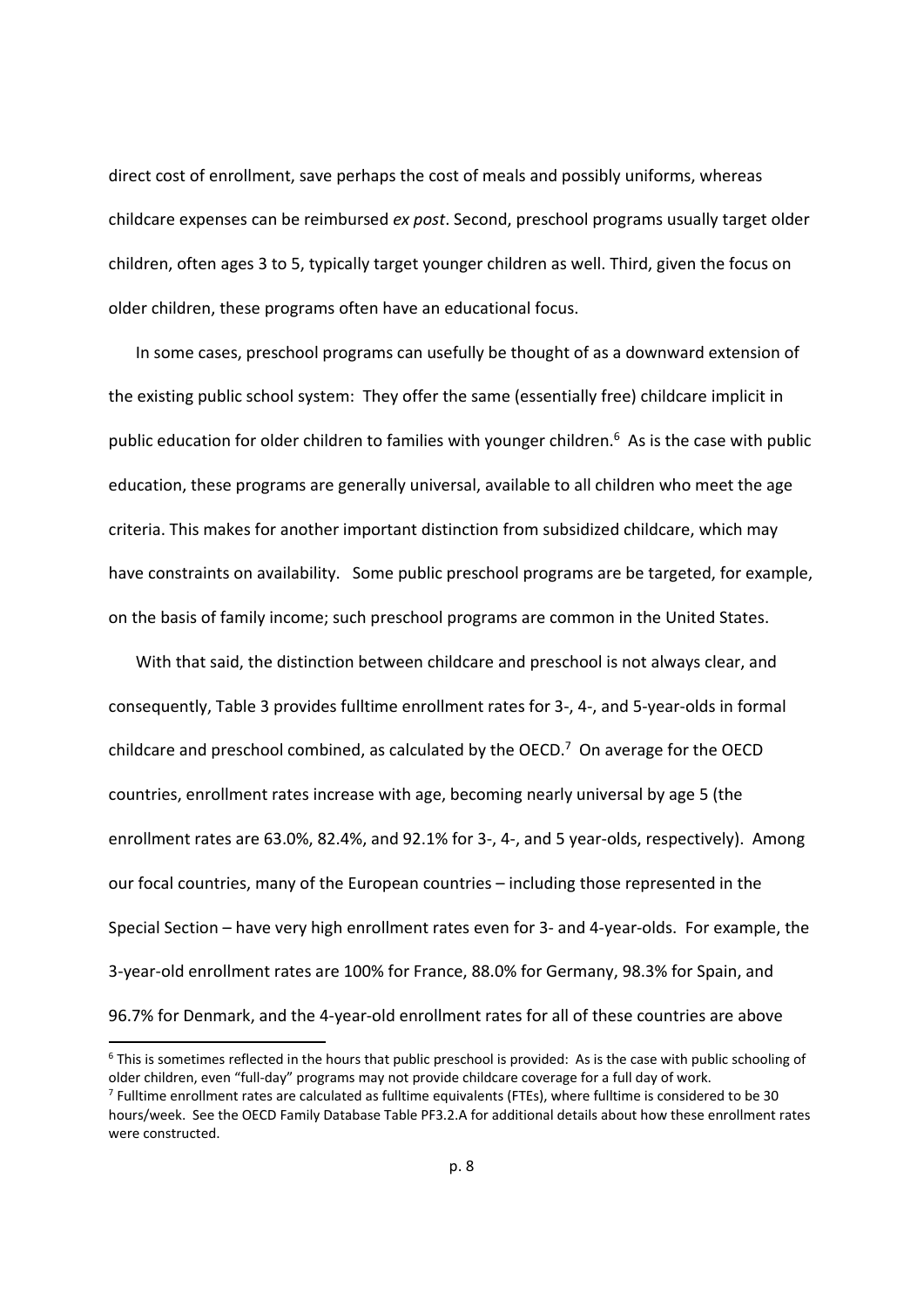direct cost of enrollment, save perhaps the cost of meals and possibly uniforms, whereas childcare expenses can be reimbursed *ex post*. Second, preschool programs usually target older children, often ages 3 to 5, typically target younger children as well. Third, given the focus on older children, these programs often have an educational focus.

In some cases, preschool programs can usefully be thought of as a downward extension of the existing public school system: They offer the same (essentially free) childcare implicit in public education for older children to families with younger children.[6] As is the case with public education, these programs are generally universal, available to all children who meet the age criteria. This makes for another important distinction from subsidized childcare, which may have constraints on availability. Some public preschool programs are be targeted, for example, on the basis of family income; such preschool programs are common in the United States.

With that said, the distinction between childcare and preschool is not always clear, and consequently, Table 3 provides fulltime enrollment rates for 3-, 4-, and 5-year-olds in formal childcare and preschool combined, as calculated by the OECD.[7] On average for the OECD countries, enrollment rates increase with age, becoming nearly universal by age 5 (the enrollment rates are 63.0%, 82.4%, and 92.1% for 3-, 4-, and 5 year-olds, respectively). Among our focal countries, many of the European countries – including those represented in the Special Section – have very high enrollment rates even for 3- and 4-year-olds. For example, the 3-year-old enrollment rates are 100% for France, 88.0% for Germany, 98.3% for Spain, and 96.7% for Denmark, and the 4-year-old enrollment rates for all of these countries are above

[6] This is sometimes reflected in the hours that public preschool is provided: As is the case with public schooling of older children, even "full-day" programs may not provide childcare coverage for a full day of work.

[7] Fulltime enrollment rates are calculated as fulltime equivalents (FTEs), where fulltime is considered to be 30 hours/week. See the OECD Family Database Table PF3.2.A for additional details about how these enrollment rates were constructed.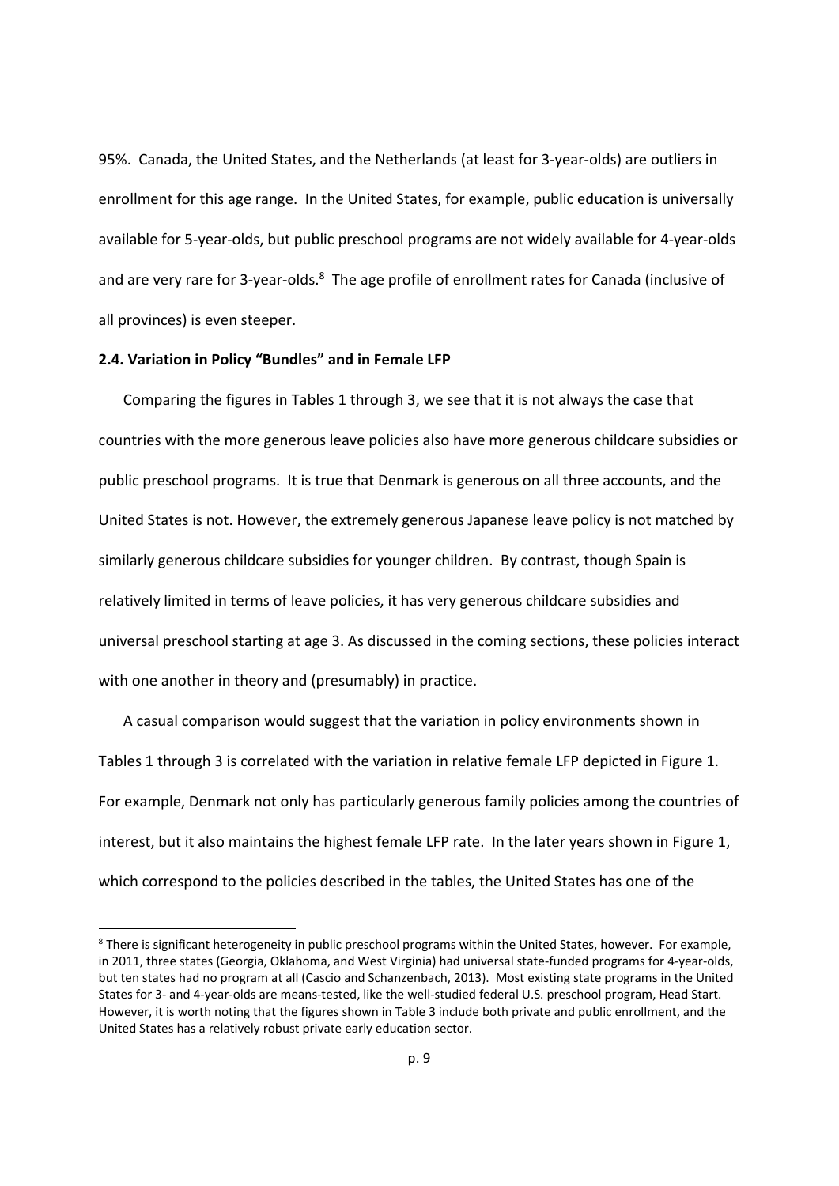95%. Canada, the United States, and the Netherlands (at least for 3-year-olds) are outliers in enrollment for this age range. In the United States, for example, public education is universally available for 5-year-olds, but public preschool programs are not widely available for 4-year-olds and are very rare for 3-year-olds.[8] The age profile of enrollment rates for Canada (inclusive of all provinces) is even steeper.

### 2.4. Variation in Policy "Bundles" and in Female LFP

Comparing the figures in Tables 1 through 3, we see that it is not always the case that countries with the more generous leave policies also have more generous childcare subsidies or public preschool programs. It is true that Denmark is generous on all three accounts, and the United States is not. However, the extremely generous Japanese leave policy is not matched by similarly generous childcare subsidies for younger children. By contrast, though Spain is relatively limited in terms of leave policies, it has very generous childcare subsidies and universal preschool starting at age 3. As discussed in the coming sections, these policies interact with one another in theory and (presumably) in practice.

A casual comparison would suggest that the variation in policy environments shown in Tables 1 through 3 is correlated with the variation in relative female LFP depicted in Figure 1. For example, Denmark not only has particularly generous family policies among the countries of interest, but it also maintains the highest female LFP rate. In the later years shown in Figure 1, which correspond to the policies described in the tables, the United States has one of the

[8] There is significant heterogeneity in public preschool programs within the United States, however. For example, in 2011, three states (Georgia, Oklahoma, and West Virginia) had universal state-funded programs for 4-year-olds, but ten states had no program at all (Cascio and Schanzenbach, 2013). Most existing state programs in the United States for 3- and 4-year-olds are means-tested, like the well-studied federal U.S. preschool program, Head Start. However, it is worth noting that the figures shown in Table 3 include both private and public enrollment, and the United States has a relatively robust private early education sector.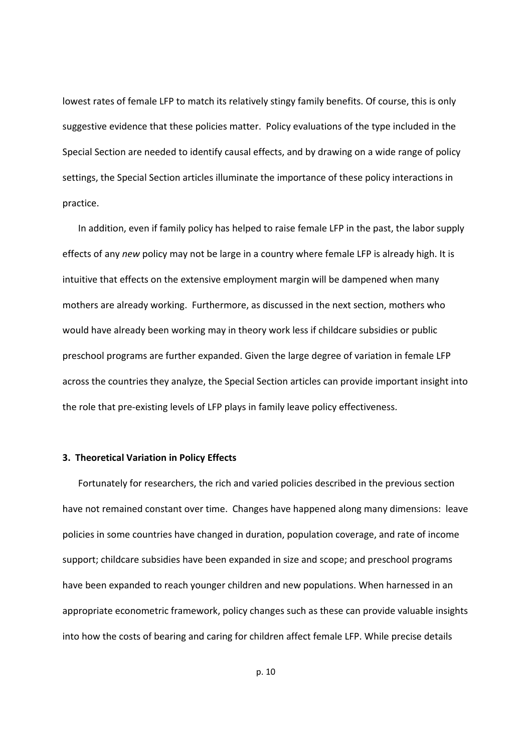lowest rates of female LFP to match its relatively stingy family benefits. Of course, this is only suggestive evidence that these policies matter. Policy evaluations of the type included in the Special Section are needed to identify causal effects, and by drawing on a wide range of policy settings, the Special Section articles illuminate the importance of these policy interactions in practice.

In addition, even if family policy has helped to raise female LFP in the past, the labor supply effects of any *new* policy may not be large in a country where female LFP is already high. It is intuitive that effects on the extensive employment margin will be dampened when many mothers are already working. Furthermore, as discussed in the next section, mothers who would have already been working may in theory work less if childcare subsidies or public preschool programs are further expanded. Given the large degree of variation in female LFP across the countries they analyze, the Special Section articles can provide important insight into the role that pre-existing levels of LFP plays in family leave policy effectiveness.

## 3. Theoretical Variation in Policy Effects

Fortunately for researchers, the rich and varied policies described in the previous section have not remained constant over time. Changes have happened along many dimensions: leave policies in some countries have changed in duration, population coverage, and rate of income support; childcare subsidies have been expanded in size and scope; and preschool programs have been expanded to reach younger children and new populations. When harnessed in an appropriate econometric framework, policy changes such as these can provide valuable insights into how the costs of bearing and caring for children affect female LFP. While precise details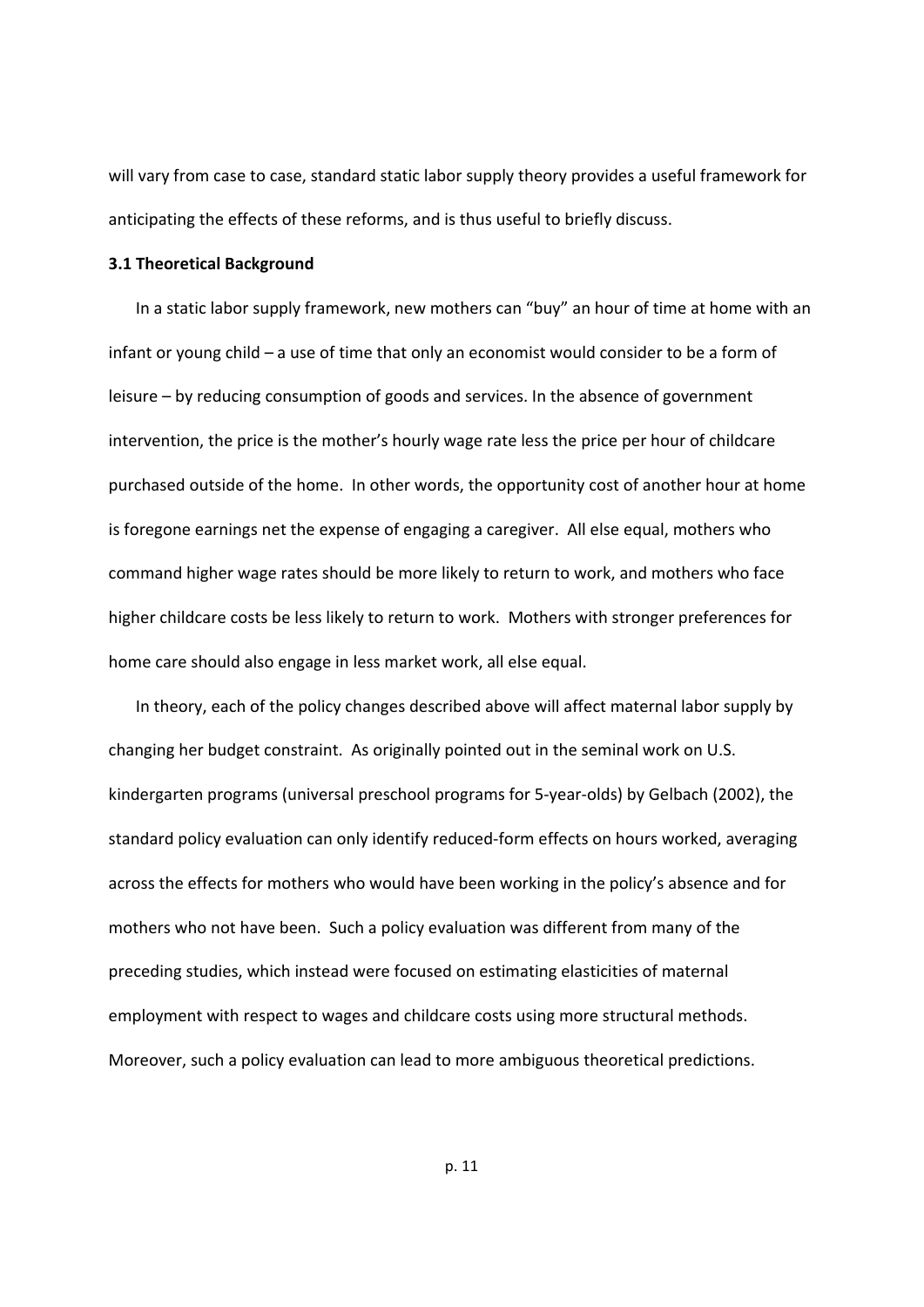will vary from case to case, standard static labor supply theory provides a useful framework for anticipating the effects of these reforms, and is thus useful to briefly discuss.

### 3.1 Theoretical Background

In a static labor supply framework, new mothers can "buy" an hour of time at home with an infant or young child – a use of time that only an economist would consider to be a form of leisure – by reducing consumption of goods and services. In the absence of government intervention, the price is the mother's hourly wage rate less the price per hour of childcare purchased outside of the home. In other words, the opportunity cost of another hour at home is foregone earnings net the expense of engaging a caregiver. All else equal, mothers who command higher wage rates should be more likely to return to work, and mothers who face higher childcare costs be less likely to return to work. Mothers with stronger preferences for home care should also engage in less market work, all else equal.

In theory, each of the policy changes described above will affect maternal labor supply by changing her budget constraint. As originally pointed out in the seminal work on U.S. kindergarten programs (universal preschool programs for 5-year-olds) by Gelbach (2002), the standard policy evaluation can only identify reduced-form effects on hours worked, averaging across the effects for mothers who would have been working in the policy's absence and for mothers who not have been. Such a policy evaluation was different from many of the preceding studies, which instead were focused on estimating elasticities of maternal employment with respect to wages and childcare costs using more structural methods. Moreover, such a policy evaluation can lead to more ambiguous theoretical predictions.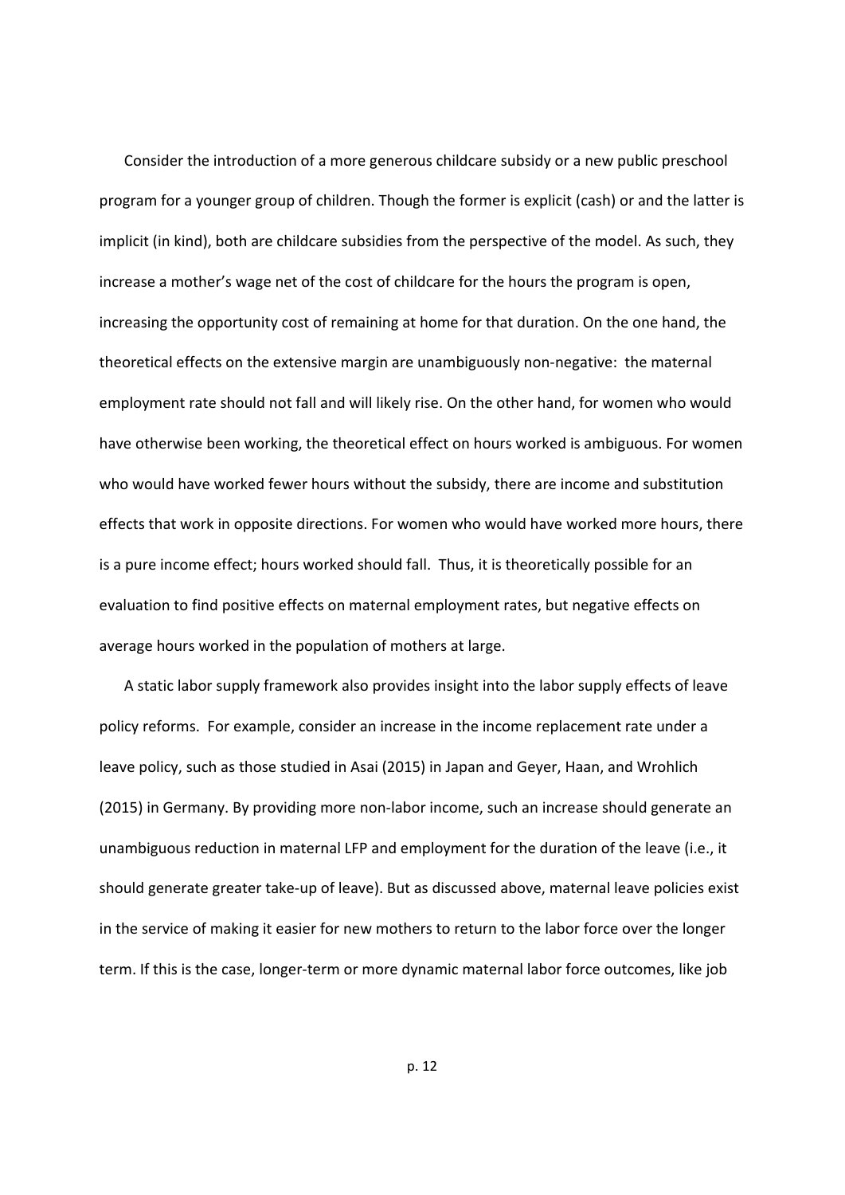Consider the introduction of a more generous childcare subsidy or a new public preschool program for a younger group of children. Though the former is explicit (cash) or and the latter is implicit (in kind), both are childcare subsidies from the perspective of the model. As such, they increase a mother's wage net of the cost of childcare for the hours the program is open, increasing the opportunity cost of remaining at home for that duration. On the one hand, the theoretical effects on the extensive margin are unambiguously non-negative: the maternal employment rate should not fall and will likely rise. On the other hand, for women who would have otherwise been working, the theoretical effect on hours worked is ambiguous. For women who would have worked fewer hours without the subsidy, there are income and substitution effects that work in opposite directions. For women who would have worked more hours, there is a pure income effect; hours worked should fall. Thus, it is theoretically possible for an evaluation to find positive effects on maternal employment rates, but negative effects on average hours worked in the population of mothers at large.

A static labor supply framework also provides insight into the labor supply effects of leave policy reforms. For example, consider an increase in the income replacement rate under a leave policy, such as those studied in Asai (2015) in Japan and Geyer, Haan, and Wrohlich (2015) in Germany. By providing more non-labor income, such an increase should generate an unambiguous reduction in maternal LFP and employment for the duration of the leave (i.e., it should generate greater take-up of leave). But as discussed above, maternal leave policies exist in the service of making it easier for new mothers to return to the labor force over the longer term. If this is the case, longer-term or more dynamic maternal labor force outcomes, like job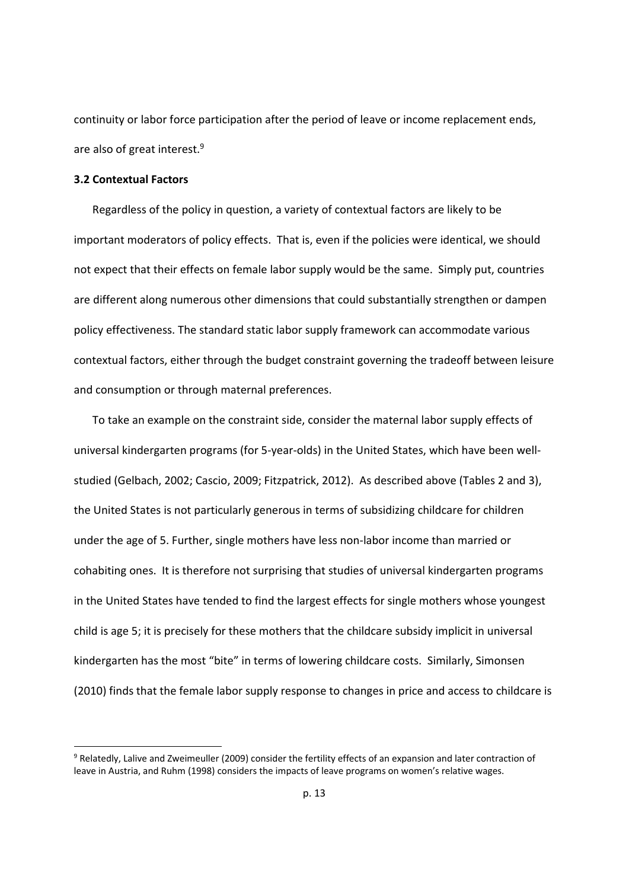continuity or labor force participation after the period of leave or income replacement ends, are also of great interest.[9]

### 3.2 Contextual Factors

Regardless of the policy in question, a variety of contextual factors are likely to be important moderators of policy effects. That is, even if the policies were identical, we should not expect that their effects on female labor supply would be the same. Simply put, countries are different along numerous other dimensions that could substantially strengthen or dampen policy effectiveness. The standard static labor supply framework can accommodate various contextual factors, either through the budget constraint governing the tradeoff between leisure and consumption or through maternal preferences.

To take an example on the constraint side, consider the maternal labor supply effects of universal kindergarten programs (for 5-year-olds) in the United States, which have been well-studied (Gelbach, 2002; Cascio, 2009; Fitzpatrick, 2012). As described above (Tables 2 and 3), the United States is not particularly generous in terms of subsidizing childcare for children under the age of 5. Further, single mothers have less non-labor income than married or cohabiting ones. It is therefore not surprising that studies of universal kindergarten programs in the United States have tended to find the largest effects for single mothers whose youngest child is age 5; it is precisely for these mothers that the childcare subsidy implicit in universal kindergarten has the most "bite" in terms of lowering childcare costs. Similarly, Simonsen (2010) finds that the female labor supply response to changes in price and access to childcare is

[9] Relatedly, Lalive and Zweimeuller (2009) consider the fertility effects of an expansion and later contraction of leave in Austria, and Ruhm (1998) considers the impacts of leave programs on women's relative wages.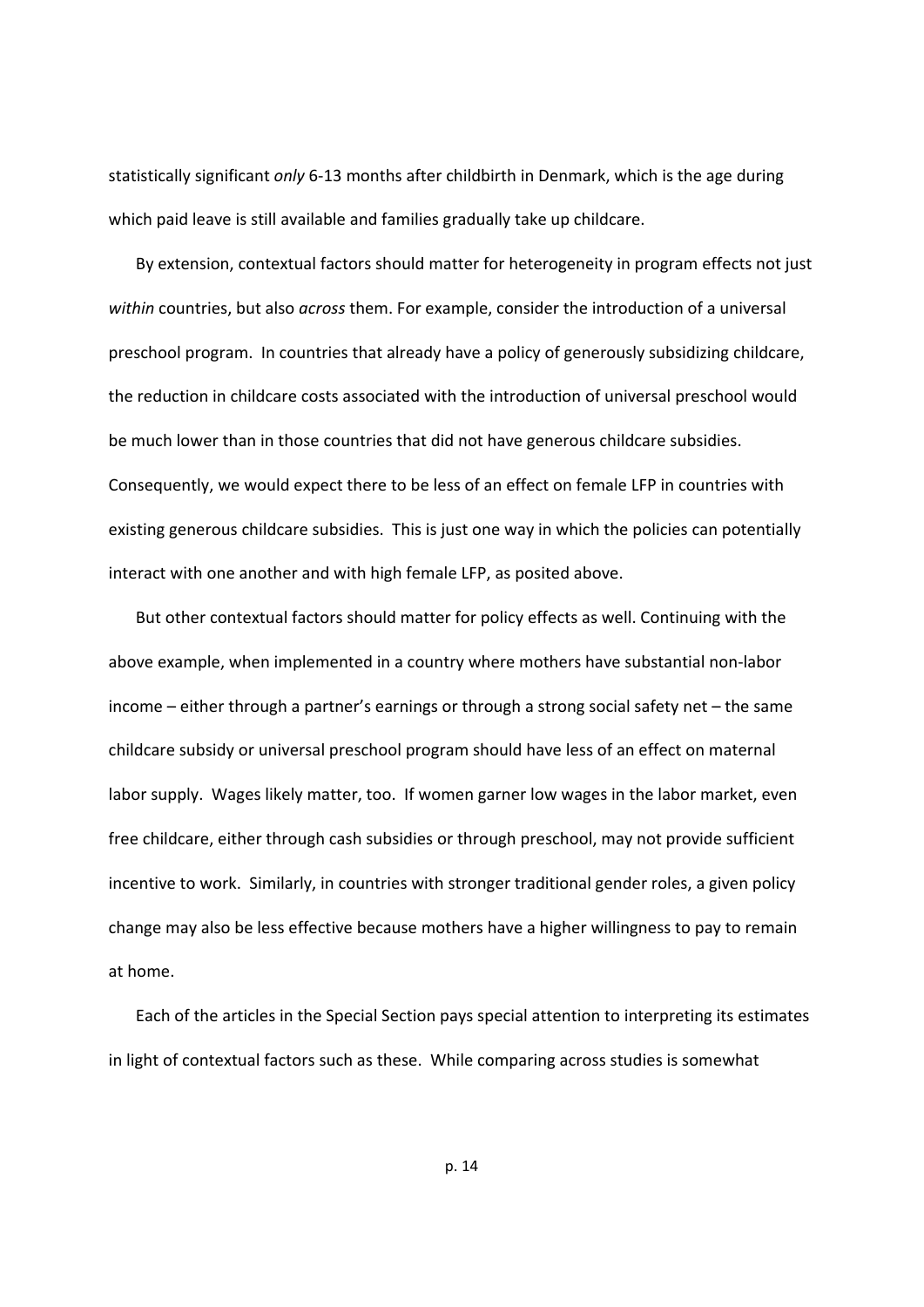statistically significant *only* 6-13 months after childbirth in Denmark, which is the age during which paid leave is still available and families gradually take up childcare.

By extension, contextual factors should matter for heterogeneity in program effects not just *within* countries, but also *across* them. For example, consider the introduction of a universal preschool program. In countries that already have a policy of generously subsidizing childcare, the reduction in childcare costs associated with the introduction of universal preschool would be much lower than in those countries that did not have generous childcare subsidies. Consequently, we would expect there to be less of an effect on female LFP in countries with existing generous childcare subsidies. This is just one way in which the policies can potentially interact with one another and with high female LFP, as posited above.

But other contextual factors should matter for policy effects as well. Continuing with the above example, when implemented in a country where mothers have substantial non-labor income – either through a partner's earnings or through a strong social safety net – the same childcare subsidy or universal preschool program should have less of an effect on maternal labor supply. Wages likely matter, too. If women garner low wages in the labor market, even free childcare, either through cash subsidies or through preschool, may not provide sufficient incentive to work. Similarly, in countries with stronger traditional gender roles, a given policy change may also be less effective because mothers have a higher willingness to pay to remain at home.

Each of the articles in the Special Section pays special attention to interpreting its estimates in light of contextual factors such as these. While comparing across studies is somewhat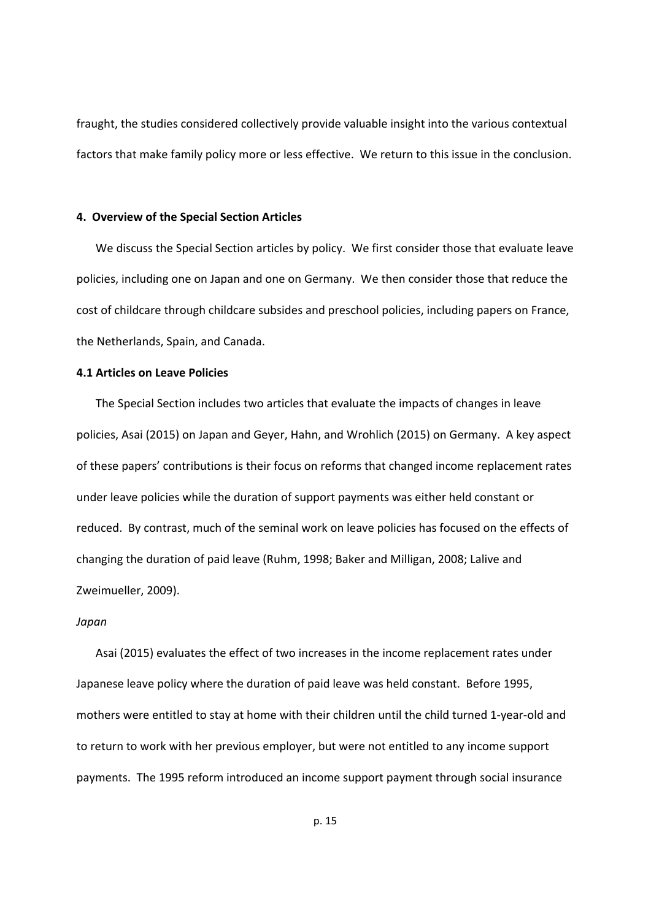fraught, the studies considered collectively provide valuable insight into the various contextual factors that make family policy more or less effective. We return to this issue in the conclusion.

## 4. Overview of the Special Section Articles

We discuss the Special Section articles by policy. We first consider those that evaluate leave policies, including one on Japan and one on Germany. We then consider those that reduce the cost of childcare through childcare subsides and preschool policies, including papers on France, the Netherlands, Spain, and Canada.

### 4.1 Articles on Leave Policies

The Special Section includes two articles that evaluate the impacts of changes in leave policies, Asai (2015) on Japan and Geyer, Hahn, and Wrohlich (2015) on Germany. A key aspect of these papers' contributions is their focus on reforms that changed income replacement rates under leave policies while the duration of support payments was either held constant or reduced. By contrast, much of the seminal work on leave policies has focused on the effects of changing the duration of paid leave (Ruhm, 1998; Baker and Milligan, 2008; Lalive and Zweimueller, 2009).

*Japan*

Asai (2015) evaluates the effect of two increases in the income replacement rates under Japanese leave policy where the duration of paid leave was held constant. Before 1995, mothers were entitled to stay at home with their children until the child turned 1-year-old and to return to work with her previous employer, but were not entitled to any income support payments. The 1995 reform introduced an income support payment through social insurance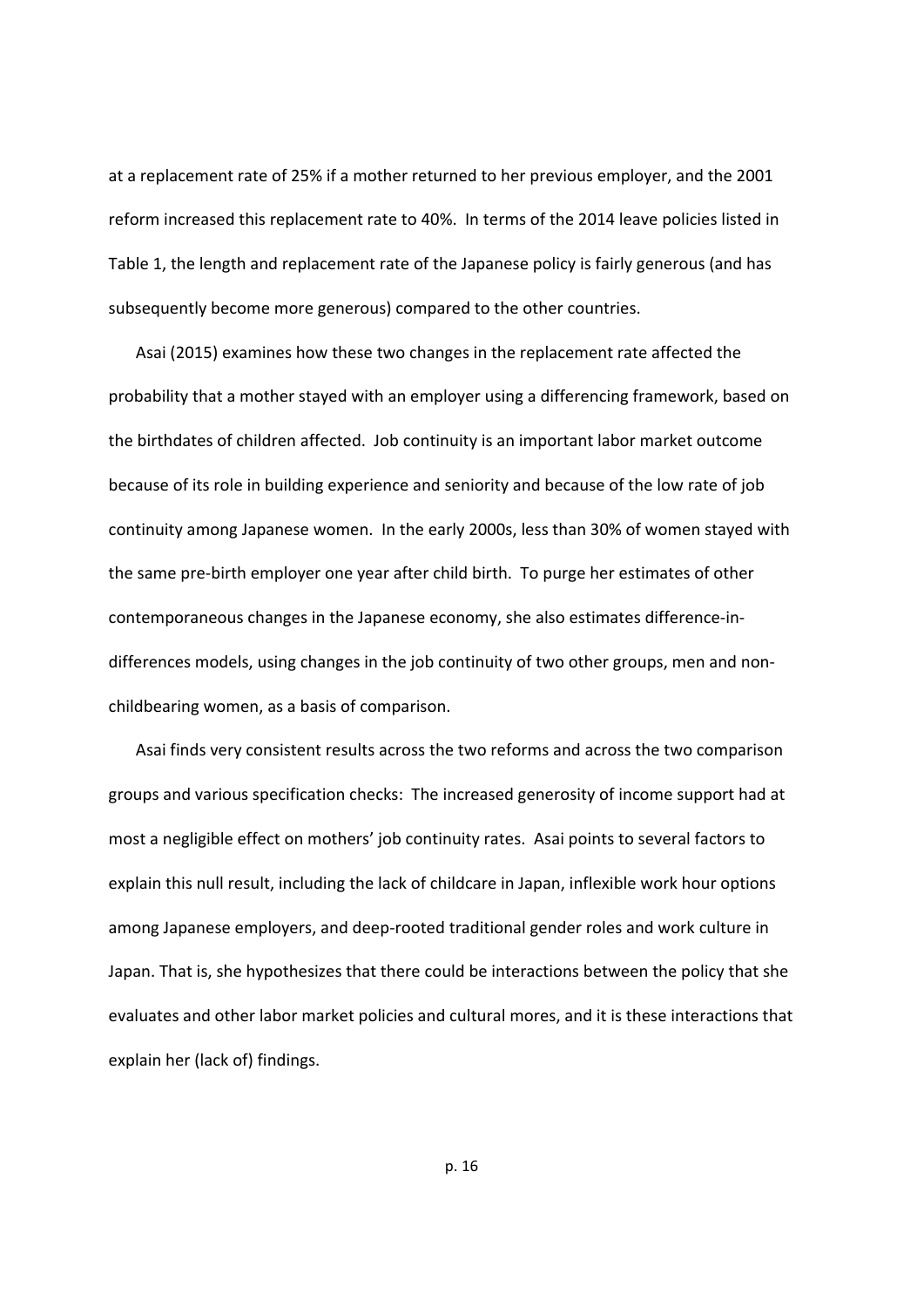at a replacement rate of 25% if a mother returned to her previous employer, and the 2001 reform increased this replacement rate to 40%. In terms of the 2014 leave policies listed in Table 1, the length and replacement rate of the Japanese policy is fairly generous (and has subsequently become more generous) compared to the other countries.

Asai (2015) examines how these two changes in the replacement rate affected the probability that a mother stayed with an employer using a differencing framework, based on the birthdates of children affected. Job continuity is an important labor market outcome because of its role in building experience and seniority and because of the low rate of job continuity among Japanese women. In the early 2000s, less than 30% of women stayed with the same pre-birth employer one year after child birth. To purge her estimates of other contemporaneous changes in the Japanese economy, she also estimates difference-in-differences models, using changes in the job continuity of two other groups, men and non-childbearing women, as a basis of comparison.

Asai finds very consistent results across the two reforms and across the two comparison groups and various specification checks: The increased generosity of income support had at most a negligible effect on mothers' job continuity rates. Asai points to several factors to explain this null result, including the lack of childcare in Japan, inflexible work hour options among Japanese employers, and deep-rooted traditional gender roles and work culture in Japan. That is, she hypothesizes that there could be interactions between the policy that she evaluates and other labor market policies and cultural mores, and it is these interactions that explain her (lack of) findings.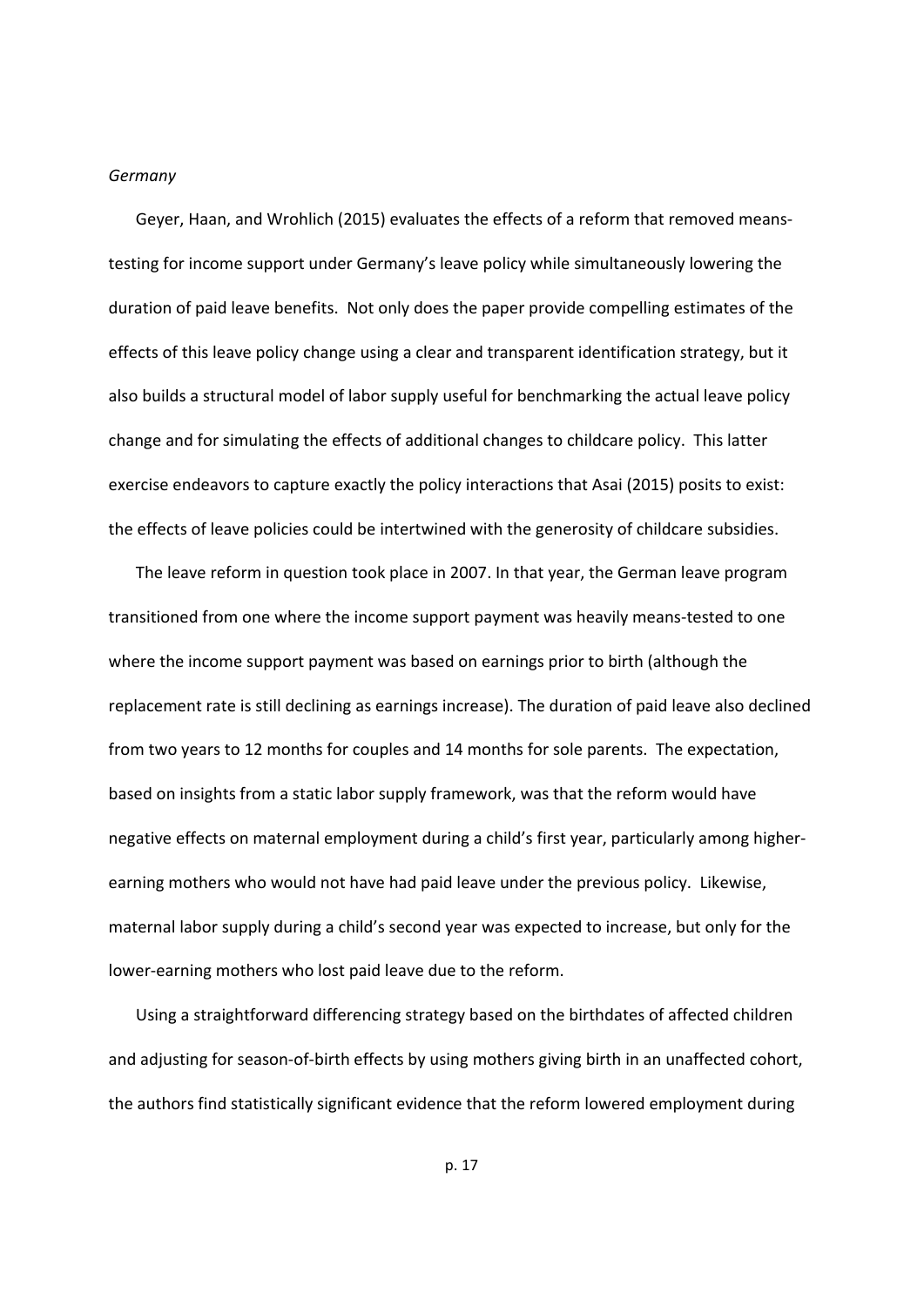*Germany*

Geyer, Haan, and Wrohlich (2015) evaluates the effects of a reform that removed means-testing for income support under Germany's leave policy while simultaneously lowering the duration of paid leave benefits. Not only does the paper provide compelling estimates of the effects of this leave policy change using a clear and transparent identification strategy, but it also builds a structural model of labor supply useful for benchmarking the actual leave policy change and for simulating the effects of additional changes to childcare policy. This latter exercise endeavors to capture exactly the policy interactions that Asai (2015) posits to exist: the effects of leave policies could be intertwined with the generosity of childcare subsidies.

The leave reform in question took place in 2007. In that year, the German leave program transitioned from one where the income support payment was heavily means-tested to one where the income support payment was based on earnings prior to birth (although the replacement rate is still declining as earnings increase). The duration of paid leave also declined from two years to 12 months for couples and 14 months for sole parents. The expectation, based on insights from a static labor supply framework, was that the reform would have negative effects on maternal employment during a child's first year, particularly among higher-earning mothers who would not have had paid leave under the previous policy. Likewise, maternal labor supply during a child's second year was expected to increase, but only for the lower-earning mothers who lost paid leave due to the reform.

Using a straightforward differencing strategy based on the birthdates of affected children and adjusting for season-of-birth effects by using mothers giving birth in an unaffected cohort, the authors find statistically significant evidence that the reform lowered employment during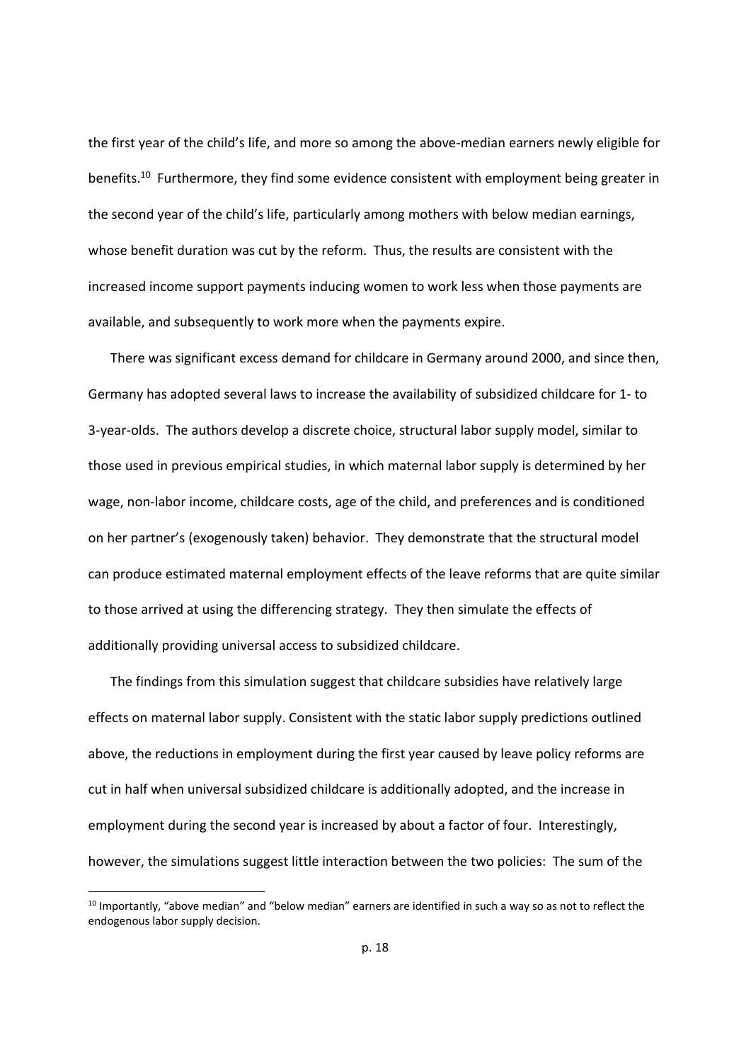the first year of the child's life, and more so among the above-median earners newly eligible for benefits.[10] Furthermore, they find some evidence consistent with employment being greater in the second year of the child's life, particularly among mothers with below median earnings, whose benefit duration was cut by the reform. Thus, the results are consistent with the increased income support payments inducing women to work less when those payments are available, and subsequently to work more when the payments expire.

There was significant excess demand for childcare in Germany around 2000, and since then, Germany has adopted several laws to increase the availability of subsidized childcare for 1- to 3-year-olds. The authors develop a discrete choice, structural labor supply model, similar to those used in previous empirical studies, in which maternal labor supply is determined by her wage, non-labor income, childcare costs, age of the child, and preferences and is conditioned on her partner's (exogenously taken) behavior. They demonstrate that the structural model can produce estimated maternal employment effects of the leave reforms that are quite similar to those arrived at using the differencing strategy. They then simulate the effects of additionally providing universal access to subsidized childcare.

The findings from this simulation suggest that childcare subsidies have relatively large effects on maternal labor supply. Consistent with the static labor supply predictions outlined above, the reductions in employment during the first year caused by leave policy reforms are cut in half when universal subsidized childcare is additionally adopted, and the increase in employment during the second year is increased by about a factor of four. Interestingly, however, the simulations suggest little interaction between the two policies: The sum of the

[10] Importantly, "above median" and "below median" earners are identified in such a way so as not to reflect the endogenous labor supply decision.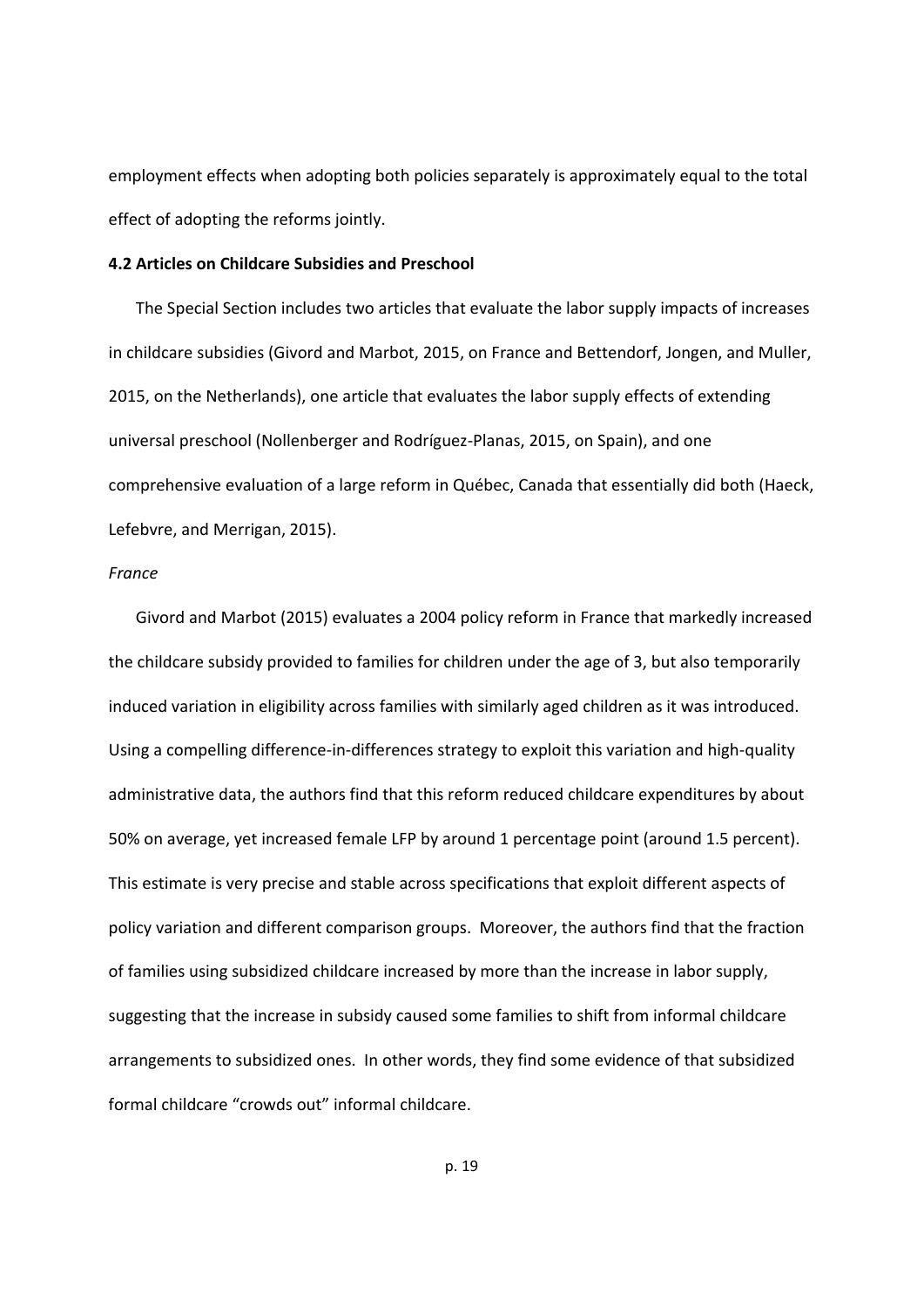employment effects when adopting both policies separately is approximately equal to the total effect of adopting the reforms jointly.

### 4.2 Articles on Childcare Subsidies and Preschool

The Special Section includes two articles that evaluate the labor supply impacts of increases in childcare subsidies (Givord and Marbot, 2015, on France and Bettendorf, Jongen, and Muller, 2015, on the Netherlands), one article that evaluates the labor supply effects of extending universal preschool (Nollenberger and Rodríguez-Planas, 2015, on Spain), and one comprehensive evaluation of a large reform in Québec, Canada that essentially did both (Haeck, Lefebvre, and Merrigan, 2015).

*France*

Givord and Marbot (2015) evaluates a 2004 policy reform in France that markedly increased the childcare subsidy provided to families for children under the age of 3, but also temporarily induced variation in eligibility across families with similarly aged children as it was introduced. Using a compelling difference-in-differences strategy to exploit this variation and high-quality administrative data, the authors find that this reform reduced childcare expenditures by about 50% on average, yet increased female LFP by around 1 percentage point (around 1.5 percent). This estimate is very precise and stable across specifications that exploit different aspects of policy variation and different comparison groups. Moreover, the authors find that the fraction of families using subsidized childcare increased by more than the increase in labor supply, suggesting that the increase in subsidy caused some families to shift from informal childcare arrangements to subsidized ones. In other words, they find some evidence of that subsidized formal childcare "crowds out" informal childcare.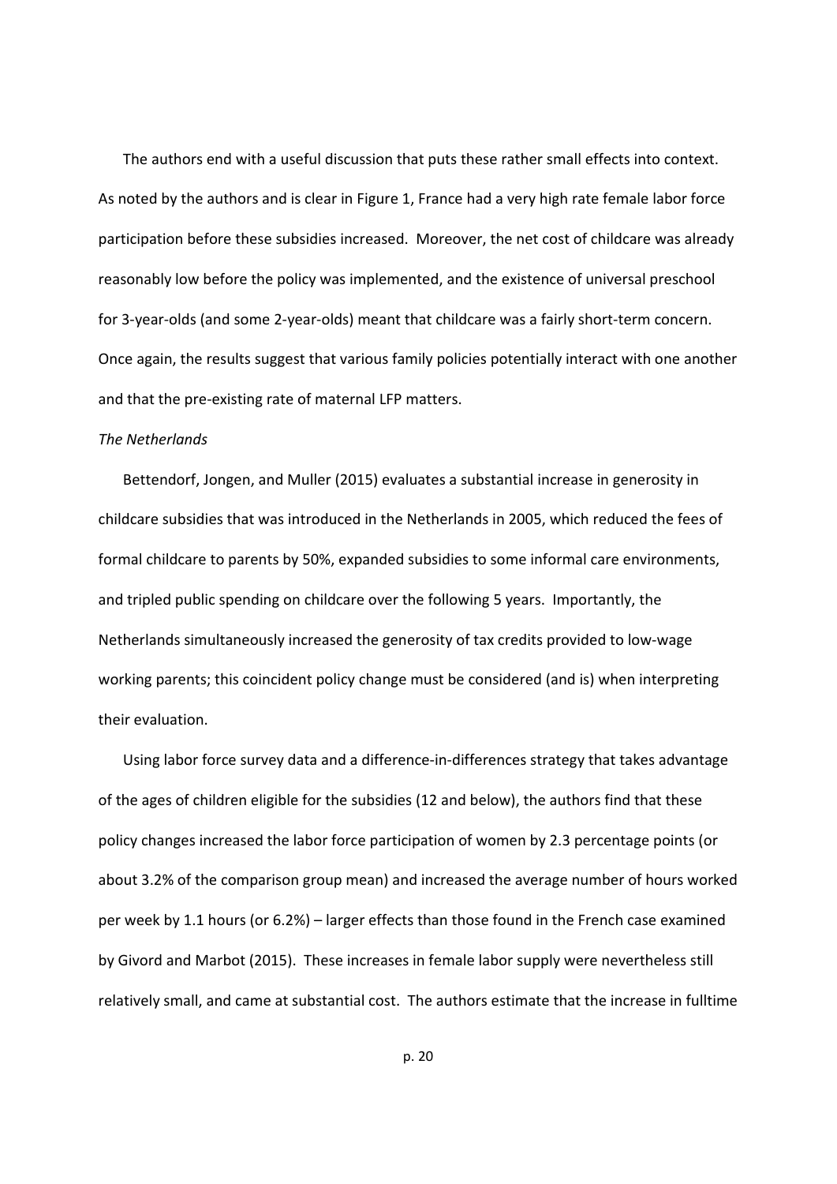The authors end with a useful discussion that puts these rather small effects into context. As noted by the authors and is clear in Figure 1, France had a very high rate female labor force participation before these subsidies increased. Moreover, the net cost of childcare was already reasonably low before the policy was implemented, and the existence of universal preschool for 3-year-olds (and some 2-year-olds) meant that childcare was a fairly short-term concern. Once again, the results suggest that various family policies potentially interact with one another and that the pre-existing rate of maternal LFP matters.

*The Netherlands*

Bettendorf, Jongen, and Muller (2015) evaluates a substantial increase in generosity in childcare subsidies that was introduced in the Netherlands in 2005, which reduced the fees of formal childcare to parents by 50%, expanded subsidies to some informal care environments, and tripled public spending on childcare over the following 5 years. Importantly, the Netherlands simultaneously increased the generosity of tax credits provided to low-wage working parents; this coincident policy change must be considered (and is) when interpreting their evaluation.

Using labor force survey data and a difference-in-differences strategy that takes advantage of the ages of children eligible for the subsidies (12 and below), the authors find that these policy changes increased the labor force participation of women by 2.3 percentage points (or about 3.2% of the comparison group mean) and increased the average number of hours worked per week by 1.1 hours (or 6.2%) – larger effects than those found in the French case examined by Givord and Marbot (2015). These increases in female labor supply were nevertheless still relatively small, and came at substantial cost. The authors estimate that the increase in fulltime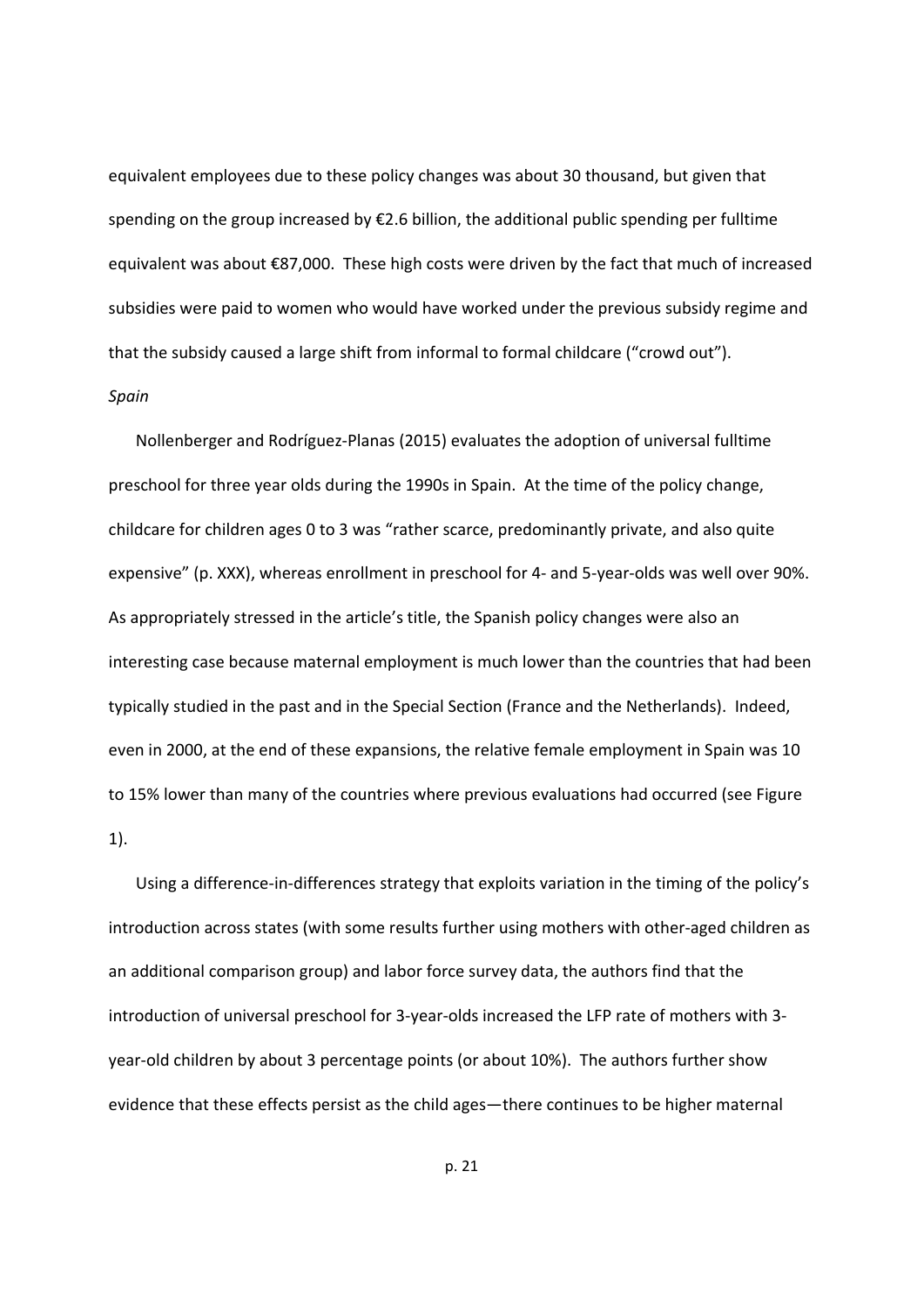equivalent employees due to these policy changes was about 30 thousand, but given that spending on the group increased by €2.6 billion, the additional public spending per fulltime equivalent was about €87,000. These high costs were driven by the fact that much of increased subsidies were paid to women who would have worked under the previous subsidy regime and that the subsidy caused a large shift from informal to formal childcare ("crowd out").

*Spain*

Nollenberger and Rodríguez-Planas (2015) evaluates the adoption of universal fulltime preschool for three year olds during the 1990s in Spain. At the time of the policy change, childcare for children ages 0 to 3 was "rather scarce, predominantly private, and also quite expensive" (p. XXX), whereas enrollment in preschool for 4- and 5-year-olds was well over 90%. As appropriately stressed in the article's title, the Spanish policy changes were also an interesting case because maternal employment is much lower than the countries that had been typically studied in the past and in the Special Section (France and the Netherlands). Indeed, even in 2000, at the end of these expansions, the relative female employment in Spain was 10 to 15% lower than many of the countries where previous evaluations had occurred (see Figure 1).

Using a difference-in-differences strategy that exploits variation in the timing of the policy's introduction across states (with some results further using mothers with other-aged children as an additional comparison group) and labor force survey data, the authors find that the introduction of universal preschool for 3-year-olds increased the LFP rate of mothers with 3-year-old children by about 3 percentage points (or about 10%). The authors further show evidence that these effects persist as the child ages—there continues to be higher maternal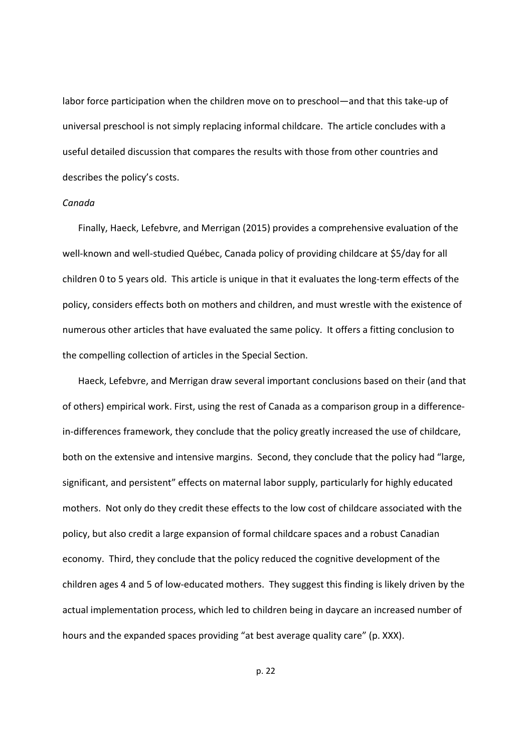labor force participation when the children move on to preschool—and that this take-up of universal preschool is not simply replacing informal childcare. The article concludes with a useful detailed discussion that compares the results with those from other countries and describes the policy's costs.

*Canada*

Finally, Haeck, Lefebvre, and Merrigan (2015) provides a comprehensive evaluation of the well-known and well-studied Québec, Canada policy of providing childcare at $5/day for all children 0 to 5 years old. This article is unique in that it evaluates the long-term effects of the policy, considers effects both on mothers and children, and must wrestle with the existence of numerous other articles that have evaluated the same policy. It offers a fitting conclusion to the compelling collection of articles in the Special Section.

Haeck, Lefebvre, and Merrigan draw several important conclusions based on their (and that of others) empirical work. First, using the rest of Canada as a comparison group in a difference-in-differences framework, they conclude that the policy greatly increased the use of childcare, both on the extensive and intensive margins. Second, they conclude that the policy had "large, significant, and persistent" effects on maternal labor supply, particularly for highly educated mothers. Not only do they credit these effects to the low cost of childcare associated with the policy, but also credit a large expansion of formal childcare spaces and a robust Canadian economy. Third, they conclude that the policy reduced the cognitive development of the children ages 4 and 5 of low-educated mothers. They suggest this finding is likely driven by the actual implementation process, which led to children being in daycare an increased number of hours and the expanded spaces providing "at best average quality care" (p. XXX).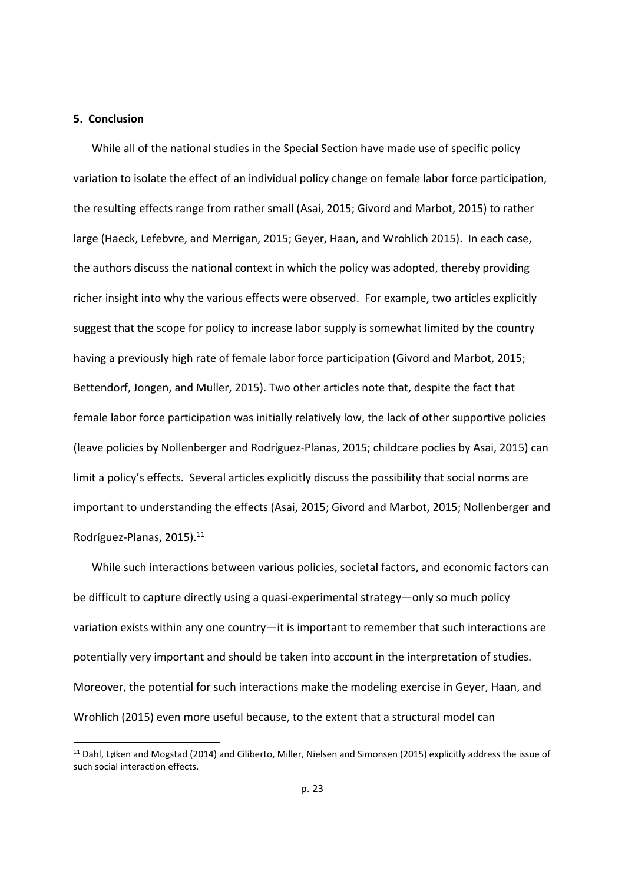## 5. Conclusion

While all of the national studies in the Special Section have made use of specific policy variation to isolate the effect of an individual policy change on female labor force participation, the resulting effects range from rather small (Asai, 2015; Givord and Marbot, 2015) to rather large (Haeck, Lefebvre, and Merrigan, 2015; Geyer, Haan, and Wrohlich 2015). In each case, the authors discuss the national context in which the policy was adopted, thereby providing richer insight into why the various effects were observed. For example, two articles explicitly suggest that the scope for policy to increase labor supply is somewhat limited by the country having a previously high rate of female labor force participation (Givord and Marbot, 2015; Bettendorf, Jongen, and Muller, 2015). Two other articles note that, despite the fact that female labor force participation was initially relatively low, the lack of other supportive policies (leave policies by Nollenberger and Rodríguez-Planas, 2015; childcare poclies by Asai, 2015) can limit a policy's effects. Several articles explicitly discuss the possibility that social norms are important to understanding the effects (Asai, 2015; Givord and Marbot, 2015; Nollenberger and Rodríguez-Planas, 2015).[11]

While such interactions between various policies, societal factors, and economic factors can be difficult to capture directly using a quasi-experimental strategy—only so much policy variation exists within any one country—it is important to remember that such interactions are potentially very important and should be taken into account in the interpretation of studies. Moreover, the potential for such interactions make the modeling exercise in Geyer, Haan, and Wrohlich (2015) even more useful because, to the extent that a structural model can

[11] Dahl, Løken and Mogstad (2014) and Ciliberto, Miller, Nielsen and Simonsen (2015) explicitly address the issue of such social interaction effects.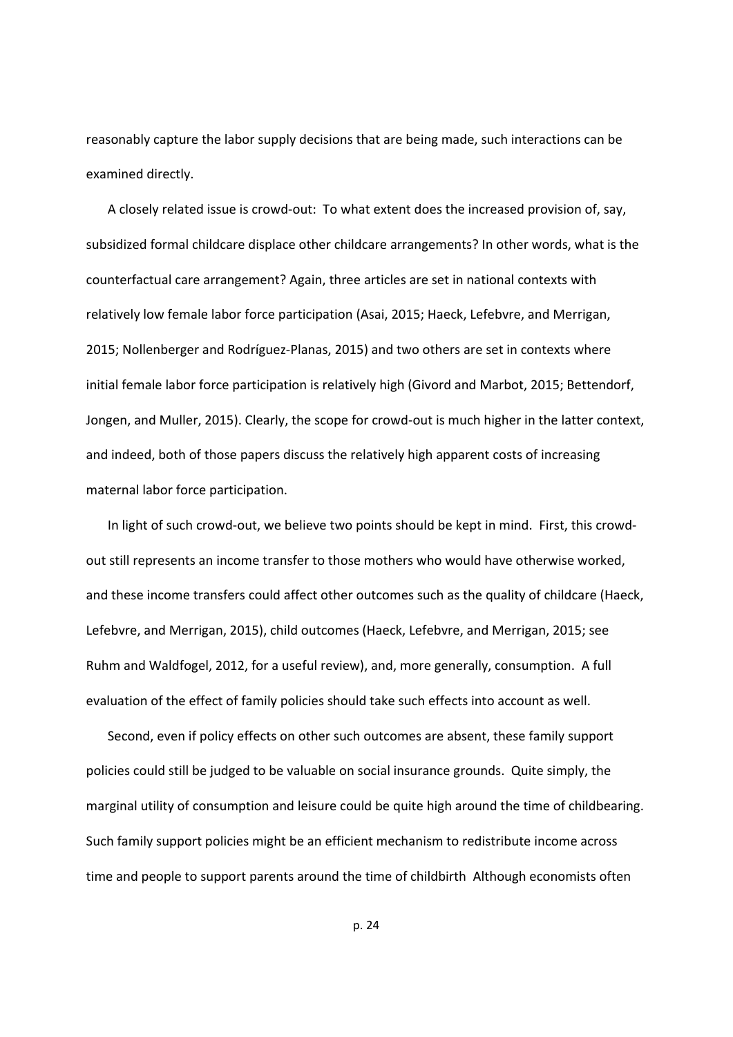reasonably capture the labor supply decisions that are being made, such interactions can be examined directly.

A closely related issue is crowd-out: To what extent does the increased provision of, say, subsidized formal childcare displace other childcare arrangements? In other words, what is the counterfactual care arrangement? Again, three articles are set in national contexts with relatively low female labor force participation (Asai, 2015; Haeck, Lefebvre, and Merrigan, 2015; Nollenberger and Rodríguez-Planas, 2015) and two others are set in contexts where initial female labor force participation is relatively high (Givord and Marbot, 2015; Bettendorf, Jongen, and Muller, 2015). Clearly, the scope for crowd-out is much higher in the latter context, and indeed, both of those papers discuss the relatively high apparent costs of increasing maternal labor force participation.

In light of such crowd-out, we believe two points should be kept in mind. First, this crowd-out still represents an income transfer to those mothers who would have otherwise worked, and these income transfers could affect other outcomes such as the quality of childcare (Haeck, Lefebvre, and Merrigan, 2015), child outcomes (Haeck, Lefebvre, and Merrigan, 2015; see Ruhm and Waldfogel, 2012, for a useful review), and, more generally, consumption. A full evaluation of the effect of family policies should take such effects into account as well.

Second, even if policy effects on other such outcomes are absent, these family support policies could still be judged to be valuable on social insurance grounds. Quite simply, the marginal utility of consumption and leisure could be quite high around the time of childbearing. Such family support policies might be an efficient mechanism to redistribute income across time and people to support parents around the time of childbirth Although economists often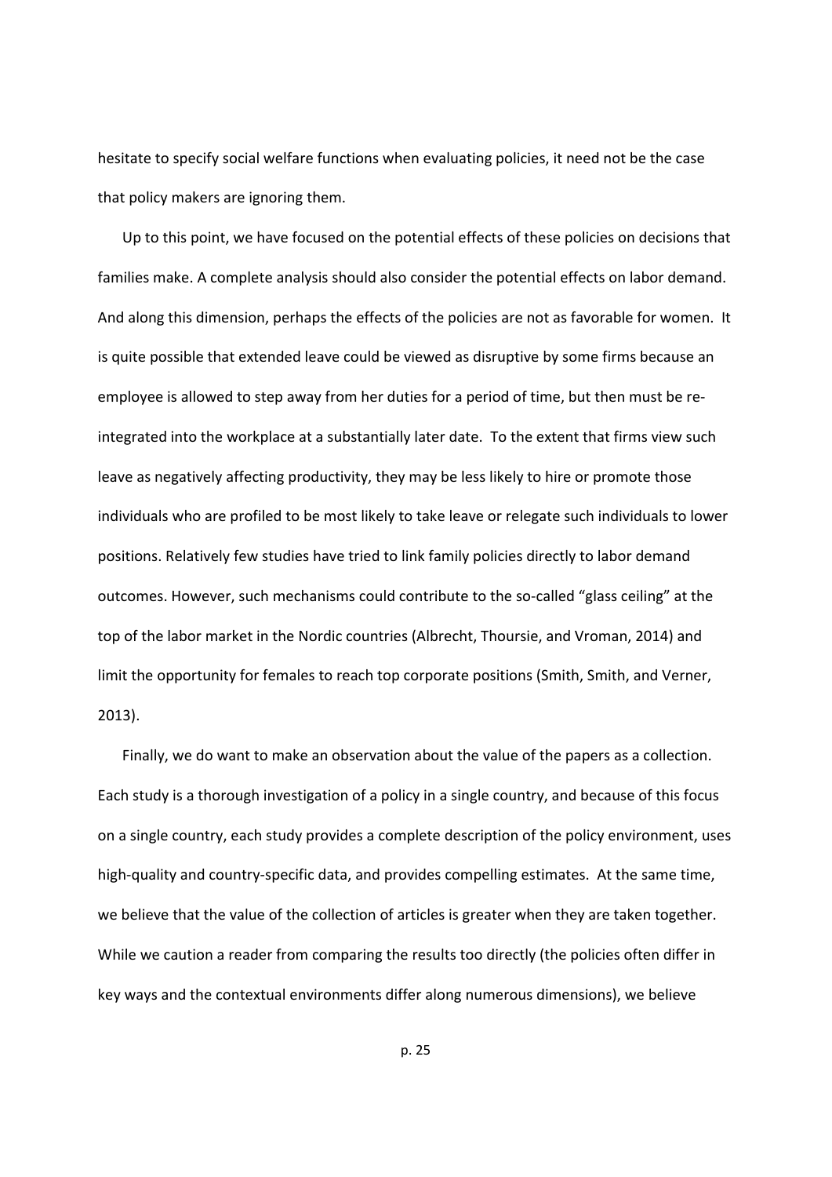hesitate to specify social welfare functions when evaluating policies, it need not be the case that policy makers are ignoring them.

Up to this point, we have focused on the potential effects of these policies on decisions that families make. A complete analysis should also consider the potential effects on labor demand. And along this dimension, perhaps the effects of the policies are not as favorable for women. It is quite possible that extended leave could be viewed as disruptive by some firms because an employee is allowed to step away from her duties for a period of time, but then must be re-integrated into the workplace at a substantially later date. To the extent that firms view such leave as negatively affecting productivity, they may be less likely to hire or promote those individuals who are profiled to be most likely to take leave or relegate such individuals to lower positions. Relatively few studies have tried to link family policies directly to labor demand outcomes. However, such mechanisms could contribute to the so-called "glass ceiling" at the top of the labor market in the Nordic countries (Albrecht, Thoursie, and Vroman, 2014) and limit the opportunity for females to reach top corporate positions (Smith, Smith, and Verner, 2013).

Finally, we do want to make an observation about the value of the papers as a collection. Each study is a thorough investigation of a policy in a single country, and because of this focus on a single country, each study provides a complete description of the policy environment, uses high-quality and country-specific data, and provides compelling estimates. At the same time, we believe that the value of the collection of articles is greater when they are taken together. While we caution a reader from comparing the results too directly (the policies often differ in key ways and the contextual environments differ along numerous dimensions), we believe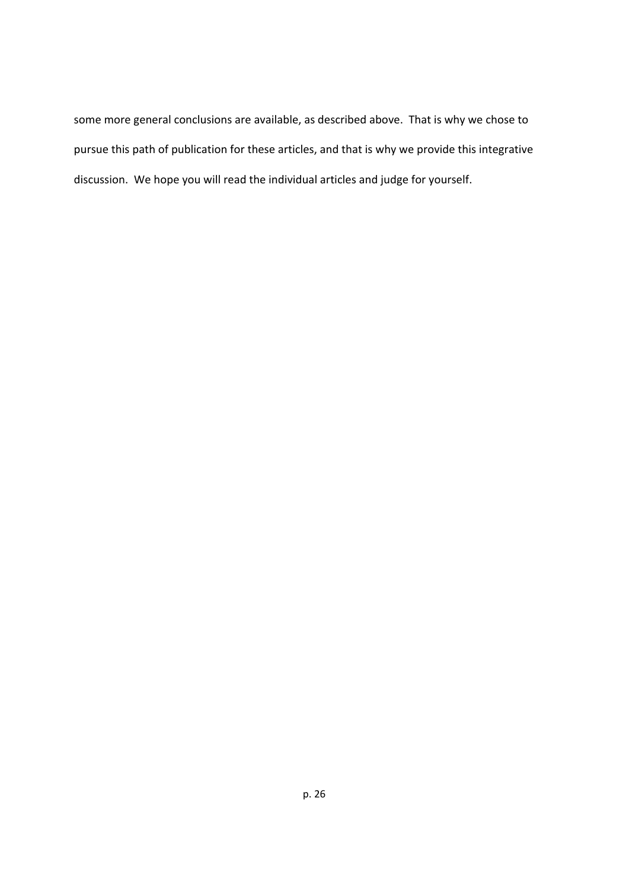some more general conclusions are available, as described above.  That is why we chose to pursue this path of publication for these articles, and that is why we provide this integrative discussion.  We hope you will read the individual articles and judge for yourself.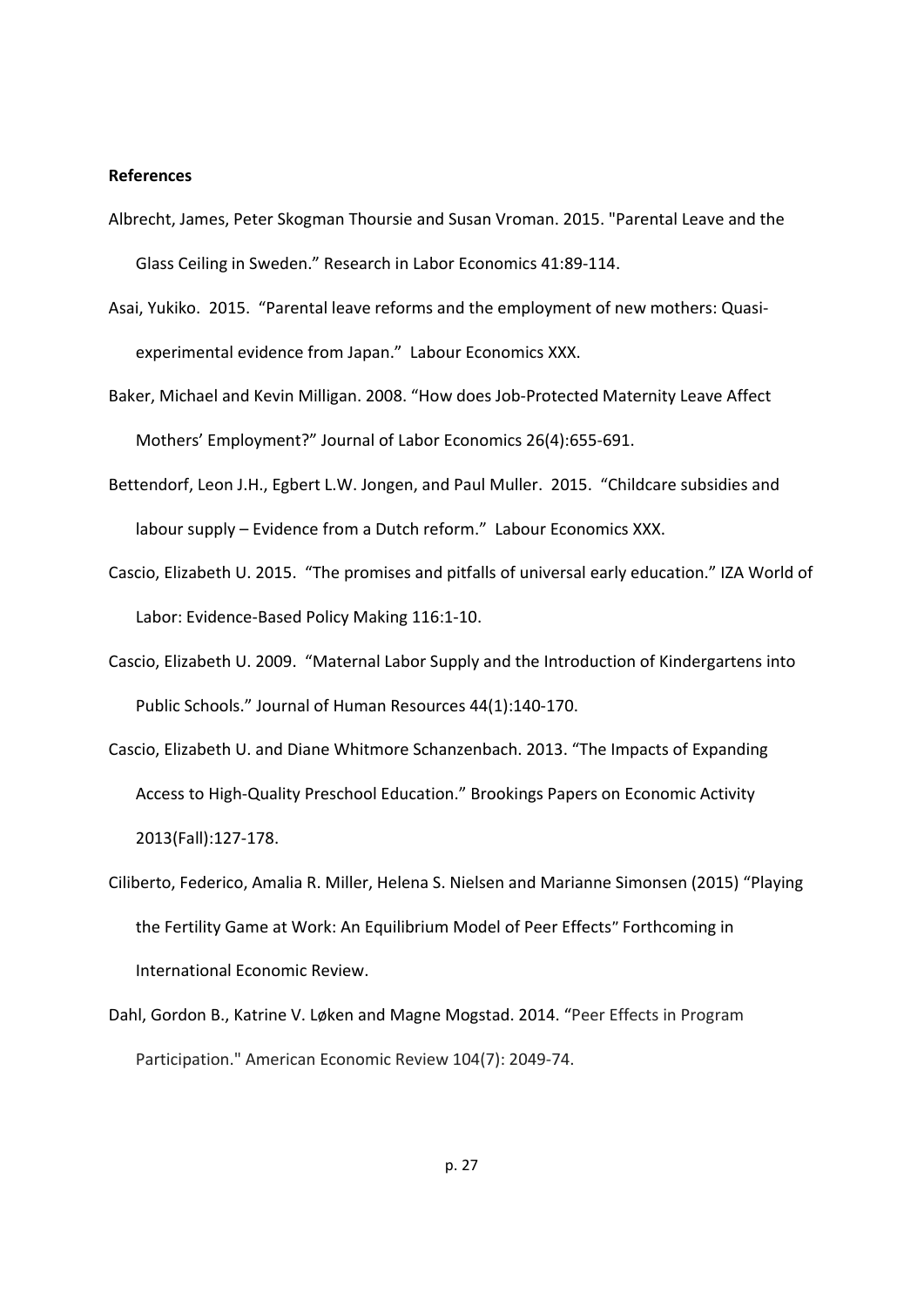**References**

Albrecht, James, Peter Skogman Thoursie and Susan Vroman. 2015. "Parental Leave and the Glass Ceiling in Sweden." Research in Labor Economics 41:89-114.

Asai, Yukiko. 2015. "Parental leave reforms and the employment of new mothers: Quasi-experimental evidence from Japan." Labour Economics XXX.

Baker, Michael and Kevin Milligan. 2008. "How does Job-Protected Maternity Leave Affect Mothers' Employment?" Journal of Labor Economics 26(4):655-691.

Bettendorf, Leon J.H., Egbert L.W. Jongen, and Paul Muller. 2015. "Childcare subsidies and labour supply – Evidence from a Dutch reform." Labour Economics XXX.

Cascio, Elizabeth U. 2015. "The promises and pitfalls of universal early education." IZA World of Labor: Evidence-Based Policy Making 116:1-10.

Cascio, Elizabeth U. 2009. "Maternal Labor Supply and the Introduction of Kindergartens into Public Schools." Journal of Human Resources 44(1):140-170.

Cascio, Elizabeth U. and Diane Whitmore Schanzenbach. 2013. "The Impacts of Expanding Access to High-Quality Preschool Education." Brookings Papers on Economic Activity 2013(Fall):127-178.

Ciliberto, Federico, Amalia R. Miller, Helena S. Nielsen and Marianne Simonsen (2015) "Playing the Fertility Game at Work: An Equilibrium Model of Peer Effects" Forthcoming in International Economic Review.

Dahl, Gordon B., Katrine V. Løken and Magne Mogstad. 2014. "Peer Effects in Program Participation." American Economic Review 104(7): 2049-74.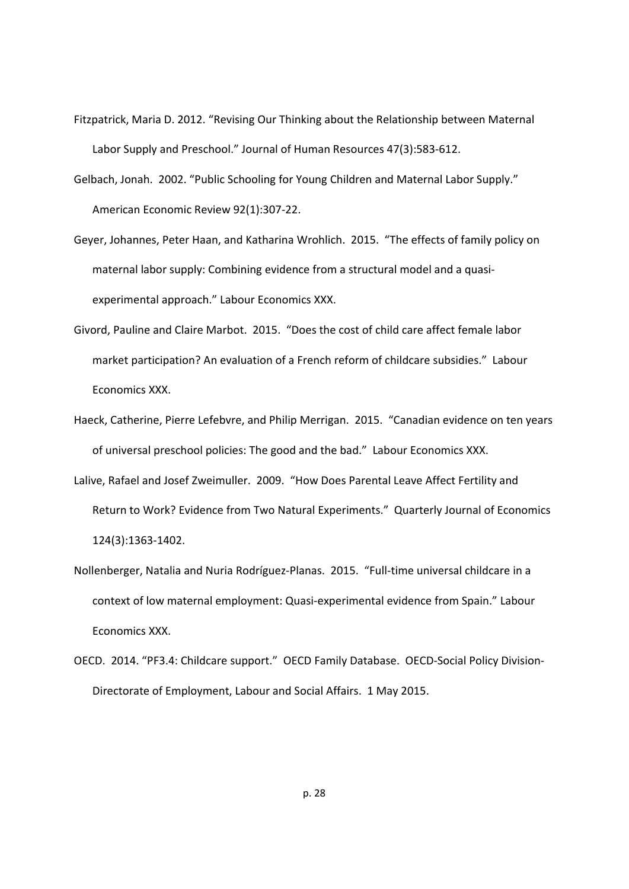Fitzpatrick, Maria D. 2012. "Revising Our Thinking about the Relationship between Maternal Labor Supply and Preschool." Journal of Human Resources 47(3):583-612.

Gelbach, Jonah. 2002. "Public Schooling for Young Children and Maternal Labor Supply." American Economic Review 92(1):307-22.

Geyer, Johannes, Peter Haan, and Katharina Wrohlich. 2015. "The effects of family policy on maternal labor supply: Combining evidence from a structural model and a quasi-experimental approach." Labour Economics XXX.

Givord, Pauline and Claire Marbot. 2015. "Does the cost of child care affect female labor market participation? An evaluation of a French reform of childcare subsidies." Labour Economics XXX.

Haeck, Catherine, Pierre Lefebvre, and Philip Merrigan. 2015. "Canadian evidence on ten years of universal preschool policies: The good and the bad." Labour Economics XXX.

Lalive, Rafael and Josef Zweimuller. 2009. "How Does Parental Leave Affect Fertility and Return to Work? Evidence from Two Natural Experiments." Quarterly Journal of Economics 124(3):1363-1402.

Nollenberger, Natalia and Nuria Rodríguez-Planas. 2015. "Full-time universal childcare in a context of low maternal employment: Quasi-experimental evidence from Spain." Labour Economics XXX.

OECD. 2014. "PF3.4: Childcare support." OECD Family Database. OECD-Social Policy Division-Directorate of Employment, Labour and Social Affairs. 1 May 2015.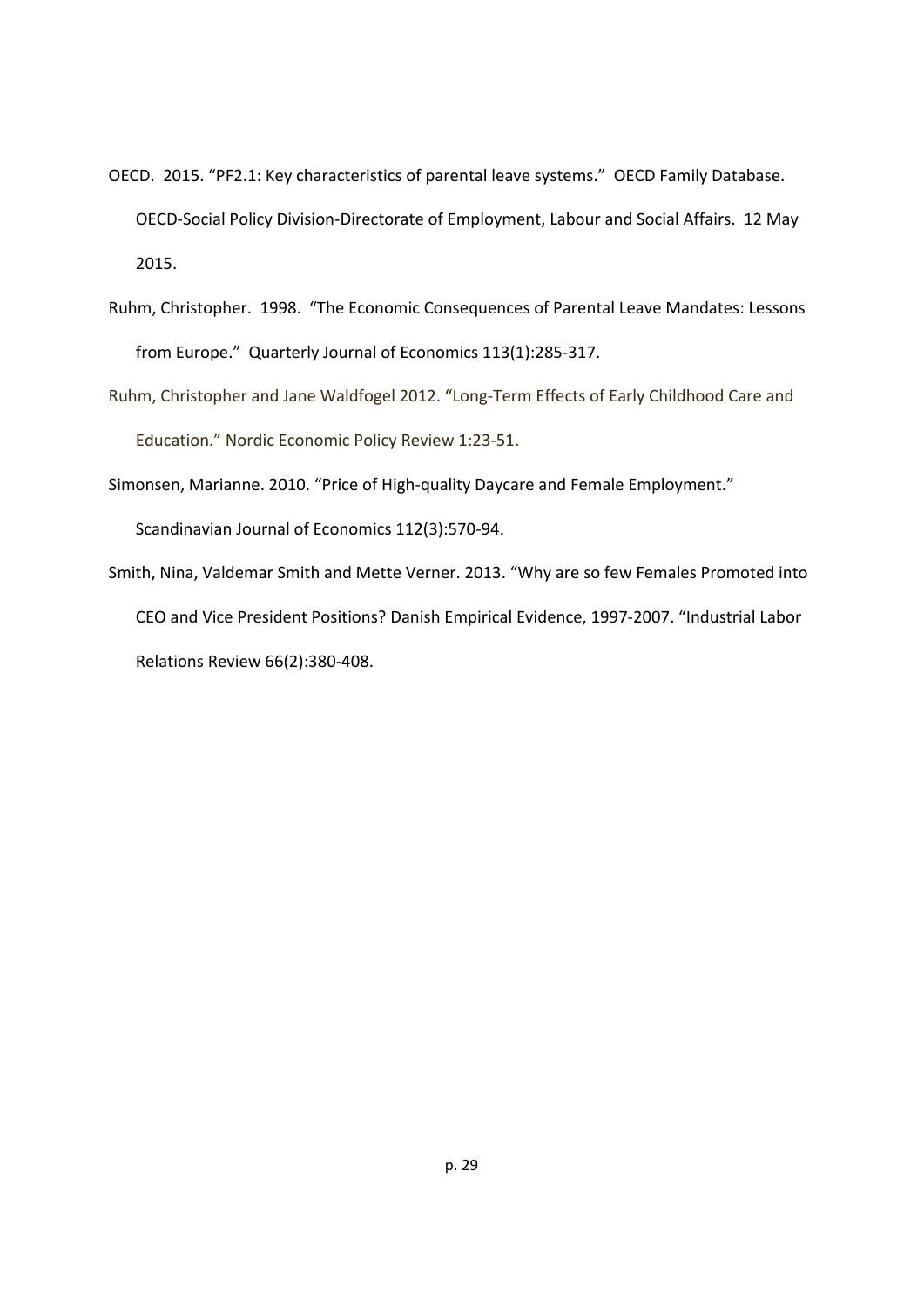OECD. 2015. “PF2.1: Key characteristics of parental leave systems.” OECD Family Database. OECD-Social Policy Division-Directorate of Employment, Labour and Social Affairs. 12 May 2015.

Ruhm, Christopher. 1998. “The Economic Consequences of Parental Leave Mandates: Lessons from Europe.” Quarterly Journal of Economics 113(1):285-317.

Ruhm, Christopher and Jane Waldfogel 2012. “Long-Term Effects of Early Childhood Care and Education.” Nordic Economic Policy Review 1:23-51.

Simonsen, Marianne. 2010. “Price of High-quality Daycare and Female Employment.” Scandinavian Journal of Economics 112(3):570-94.

Smith, Nina, Valdemar Smith and Mette Verner. 2013. “Why are so few Females Promoted into CEO and Vice President Positions? Danish Empirical Evidence, 1997-2007. “Industrial Labor Relations Review 66(2):380-408.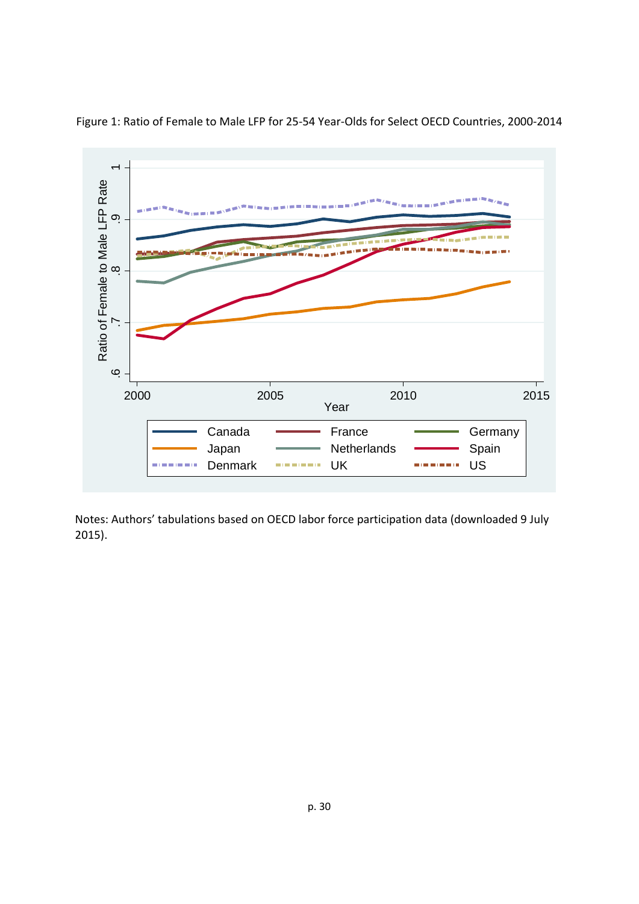Figure 1: Ratio of Female to Male LFP for 25-54 Year-Olds for Select OECD Countries, 2000-2014

Notes: Authors' tabulations based on OECD labor force participation data (downloaded 9 July 2015).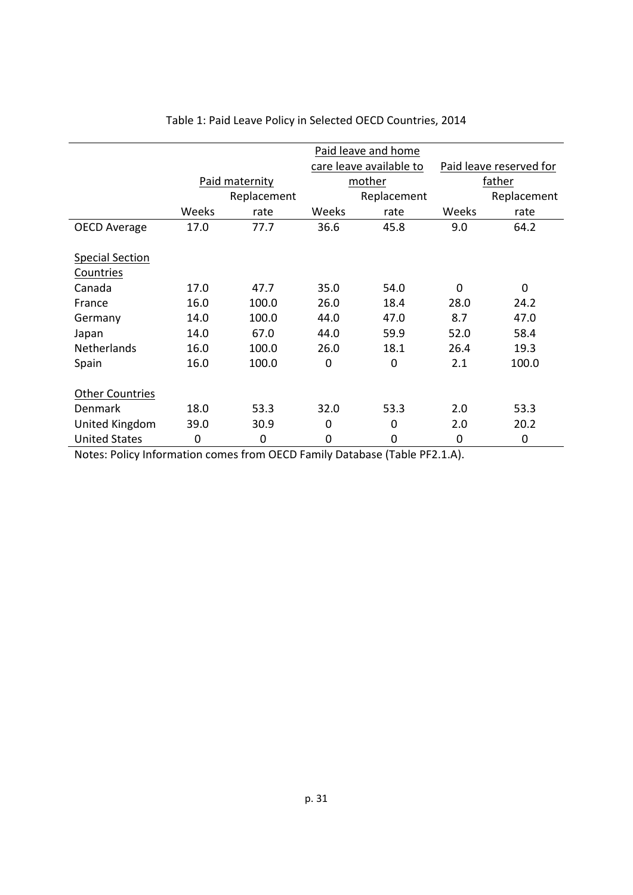Table 1: Paid Leave Policy in Selected OECD Countries, 2014

| | Paid maternity | | Paid leave and home care leave available to mother | | Paid leave reserved for father | |
|---|---|---|---|---|---|---|
| | Weeks | Replacement rate | Weeks | Replacement rate | Weeks | Replacement rate |
| OECD Average | 17.0 | 77.7 | 36.6 | 45.8 | 9.0 | 64.2 |
| Special Section Countries | | | | | | |
| Canada | 17.0 | 47.7 | 35.0 | 54.0 | 0 | 0 |
| France | 16.0 | 100.0 | 26.0 | 18.4 | 28.0 | 24.2 |
| Germany | 14.0 | 100.0 | 44.0 | 47.0 | 8.7 | 47.0 |
| Japan | 14.0 | 67.0 | 44.0 | 59.9 | 52.0 | 58.4 |
| Netherlands | 16.0 | 100.0 | 26.0 | 18.1 | 26.4 | 19.3 |
| Spain | 16.0 | 100.0 | 0 | 0 | 2.1 | 100.0 |
| Other Countries | | | | | | |
| Denmark | 18.0 | 53.3 | 32.0 | 53.3 | 2.0 | 53.3 |
| United Kingdom | 39.0 | 30.9 | 0 | 0 | 2.0 | 20.2 |
| United States | 0 | 0 | 0 | 0 | 0 | 0 |

Notes: Policy Information comes from OECD Family Database (Table PF2.1.A).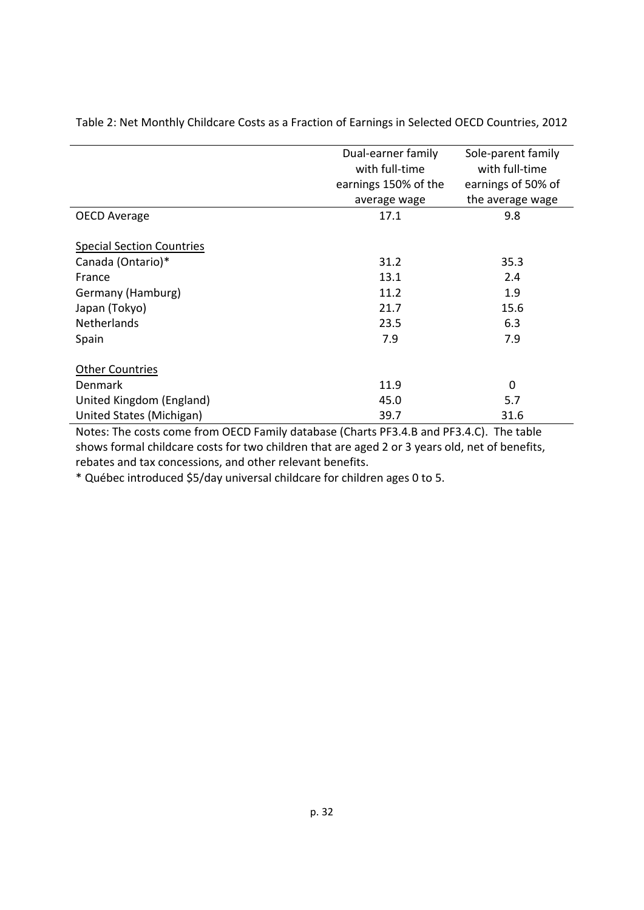Table 2: Net Monthly Childcare Costs as a Fraction of Earnings in Selected OECD Countries, 2012

| | Dual-earner family with full-time earnings 150% of the average wage | Sole-parent family with full-time earnings of 50% of the average wage |
|---|---|---|
| OECD Average | 17.1 | 9.8 |
| Special Section Countries | | |
| Canada (Ontario)* | 31.2 | 35.3 |
| France | 13.1 | 2.4 |
| Germany (Hamburg) | 11.2 | 1.9 |
| Japan (Tokyo) | 21.7 | 15.6 |
| Netherlands | 23.5 | 6.3 |
| Spain | 7.9 | 7.9 |
| Other Countries | | |
| Denmark | 11.9 | 0 |
| United Kingdom (England) | 45.0 | 5.7 |
| United States (Michigan) | 39.7 | 31.6 |

Notes: The costs come from OECD Family database (Charts PF3.4.B and PF3.4.C). The table shows formal childcare costs for two children that are aged 2 or 3 years old, net of benefits, rebates and tax concessions, and other relevant benefits.

* Québec introduced $5/day universal childcare for children ages 0 to 5.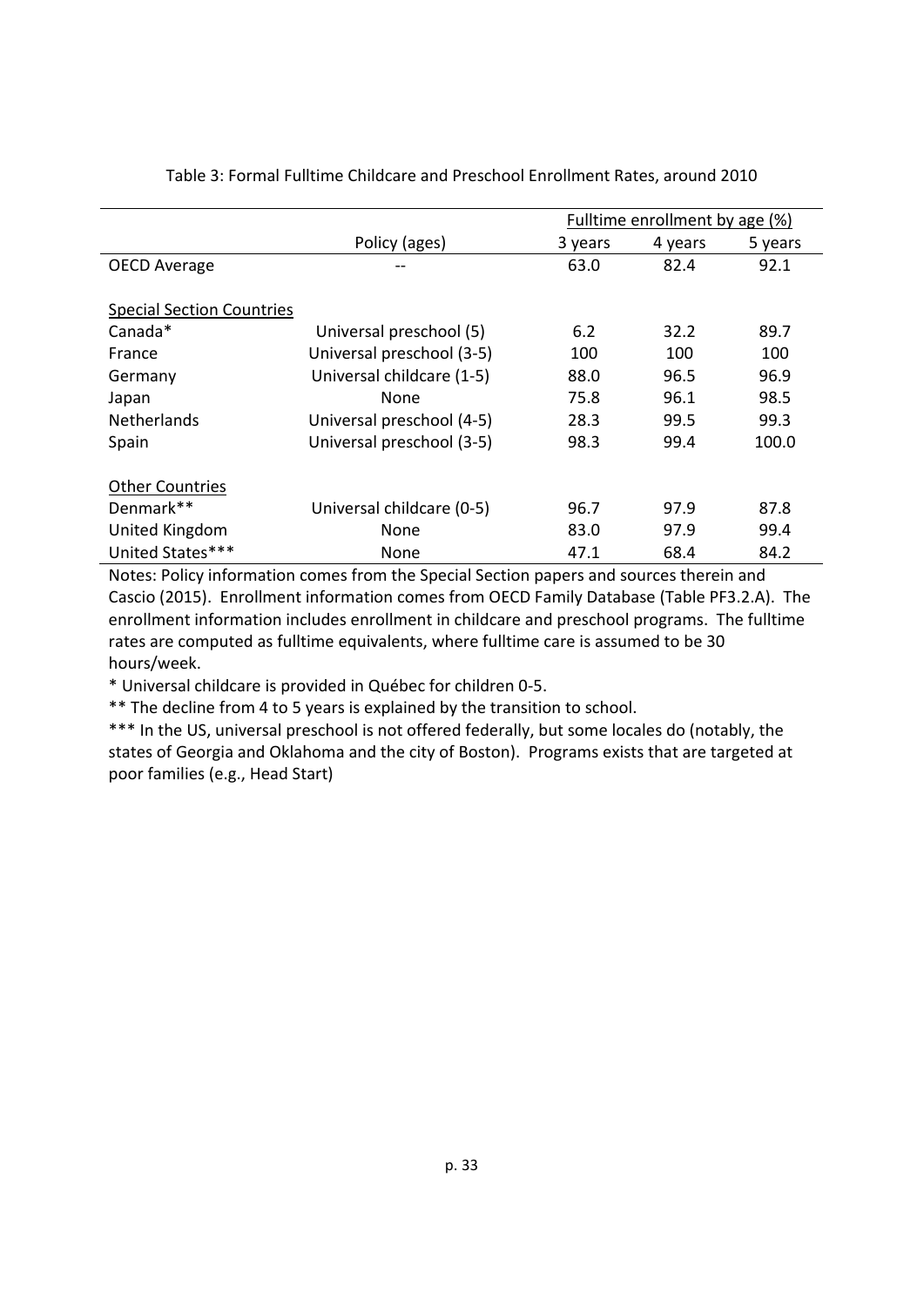Table 3: Formal Fulltime Childcare and Preschool Enrollment Rates, around 2010

| | | Fulltime enrollment by age (%) | | |
|---|---|---|---|---|
| | Policy (ages) | 3 years | 4 years | 5 years |
| OECD Average | -- | 63.0 | 82.4 | 92.1 |
| Special Section Countries | | | | |
| Canada* | Universal preschool (5) | 6.2 | 32.2 | 89.7 |
| France | Universal preschool (3-5) | 100 | 100 | 100 |
| Germany | Universal childcare (1-5) | 88.0 | 96.5 | 96.9 |
| Japan | None | 75.8 | 96.1 | 98.5 |
| Netherlands | Universal preschool (4-5) | 28.3 | 99.5 | 99.3 |
| Spain | Universal preschool (3-5) | 98.3 | 99.4 | 100.0 |
| Other Countries | | | | |
| Denmark** | Universal childcare (0-5) | 96.7 | 97.9 | 87.8 |
| United Kingdom | None | 83.0 | 97.9 | 99.4 |
| United States*** | None | 47.1 | 68.4 | 84.2 |

Notes: Policy information comes from the Special Section papers and sources therein and Cascio (2015). Enrollment information comes from OECD Family Database (Table PF3.2.A). The enrollment information includes enrollment in childcare and preschool programs. The fulltime rates are computed as fulltime equivalents, where fulltime care is assumed to be 30 hours/week.

* Universal childcare is provided in Québec for children 0-5.

** The decline from 4 to 5 years is explained by the transition to school.

*** In the US, universal preschool is not offered federally, but some locales do (notably, the states of Georgia and Oklahoma and the city of Boston). Programs exists that are targeted at poor families (e.g., Head Start)